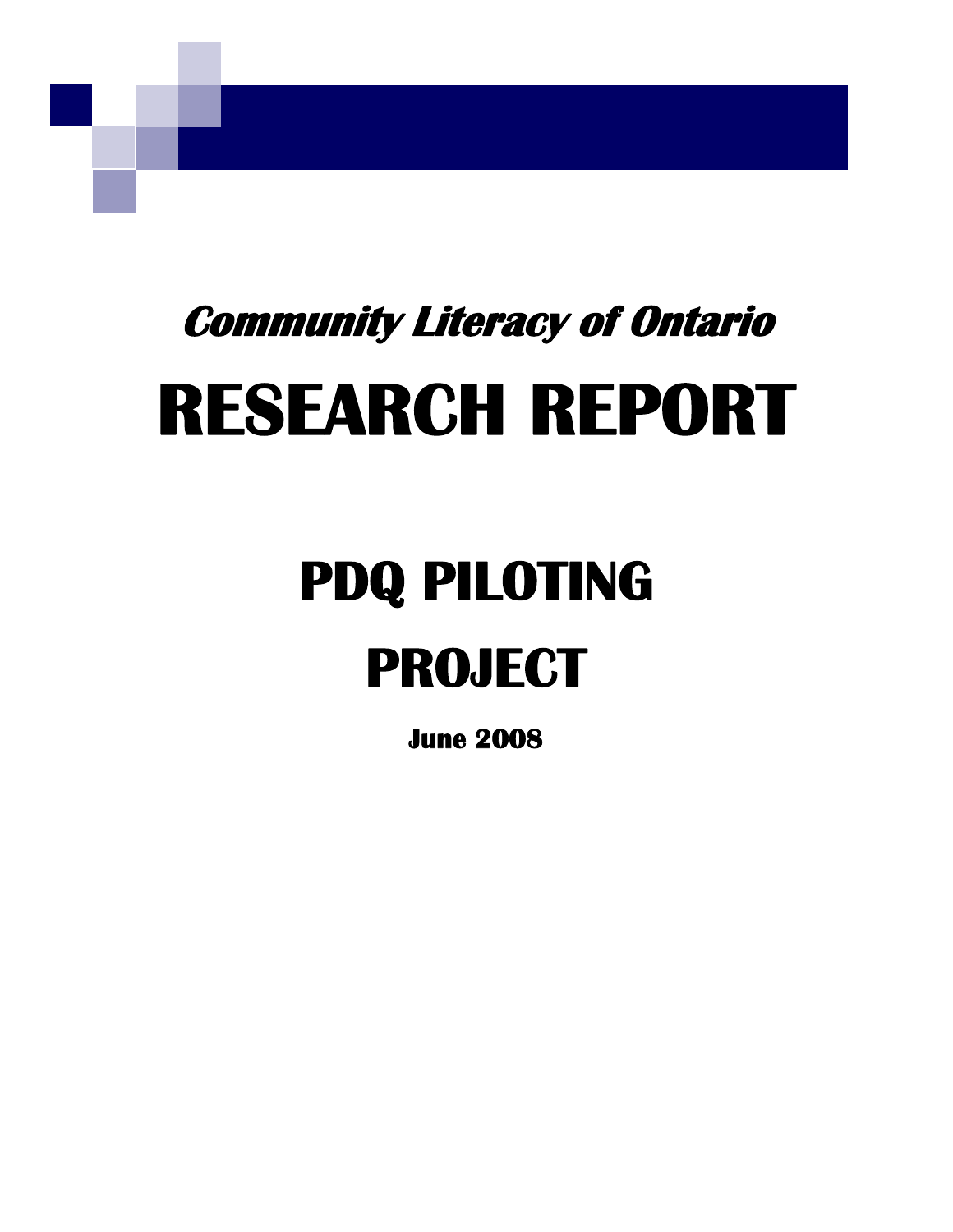***Community Literacy of Ontario***

# RESEARCH REPORT

# PDQ PILOTING PROJECT

**June 2008**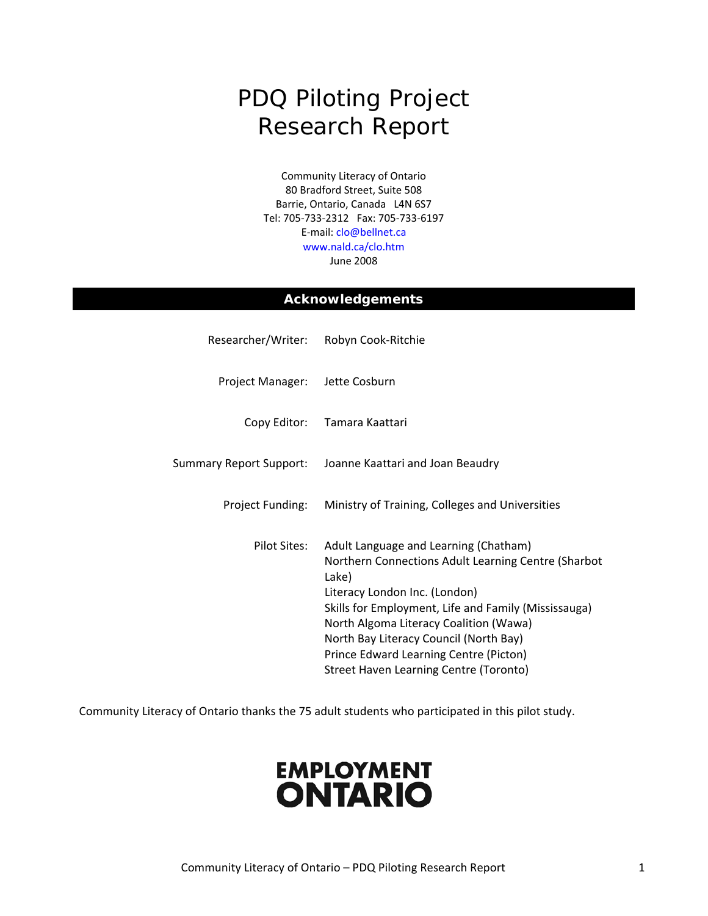# PDQ Piloting Project Research Report

Community Literacy of Ontario
80 Bradford Street, Suite 508
Barrie, Ontario, Canada L4N 6S7
Tel: 705-733-2312 Fax: 705-733-6197
E-mail: clo@bellnet.ca
www.nald.ca/clo.htm
June 2008

## Acknowledgements

| | |
|---|---|
| Researcher/Writer: | Robyn Cook-Ritchie |
| Project Manager: | Jette Cosburn |
| Copy Editor: | Tamara Kaattari |
| Summary Report Support: | Joanne Kaattari and Joan Beaudry |
| Project Funding: | Ministry of Training, Colleges and Universities |
| Pilot Sites: | Adult Language and Learning (Chatham)<br>Northern Connections Adult Learning Centre (Sharbot Lake)<br>Literacy London Inc. (London)<br>Skills for Employment, Life and Family (Mississauga)<br>North Algoma Literacy Coalition (Wawa)<br>North Bay Literacy Council (North Bay)<br>Prince Edward Learning Centre (Picton)<br>Street Haven Learning Centre (Toronto) |

Community Literacy of Ontario thanks the 75 adult students who participated in this pilot study.

EMPLOYMENT ONTARIO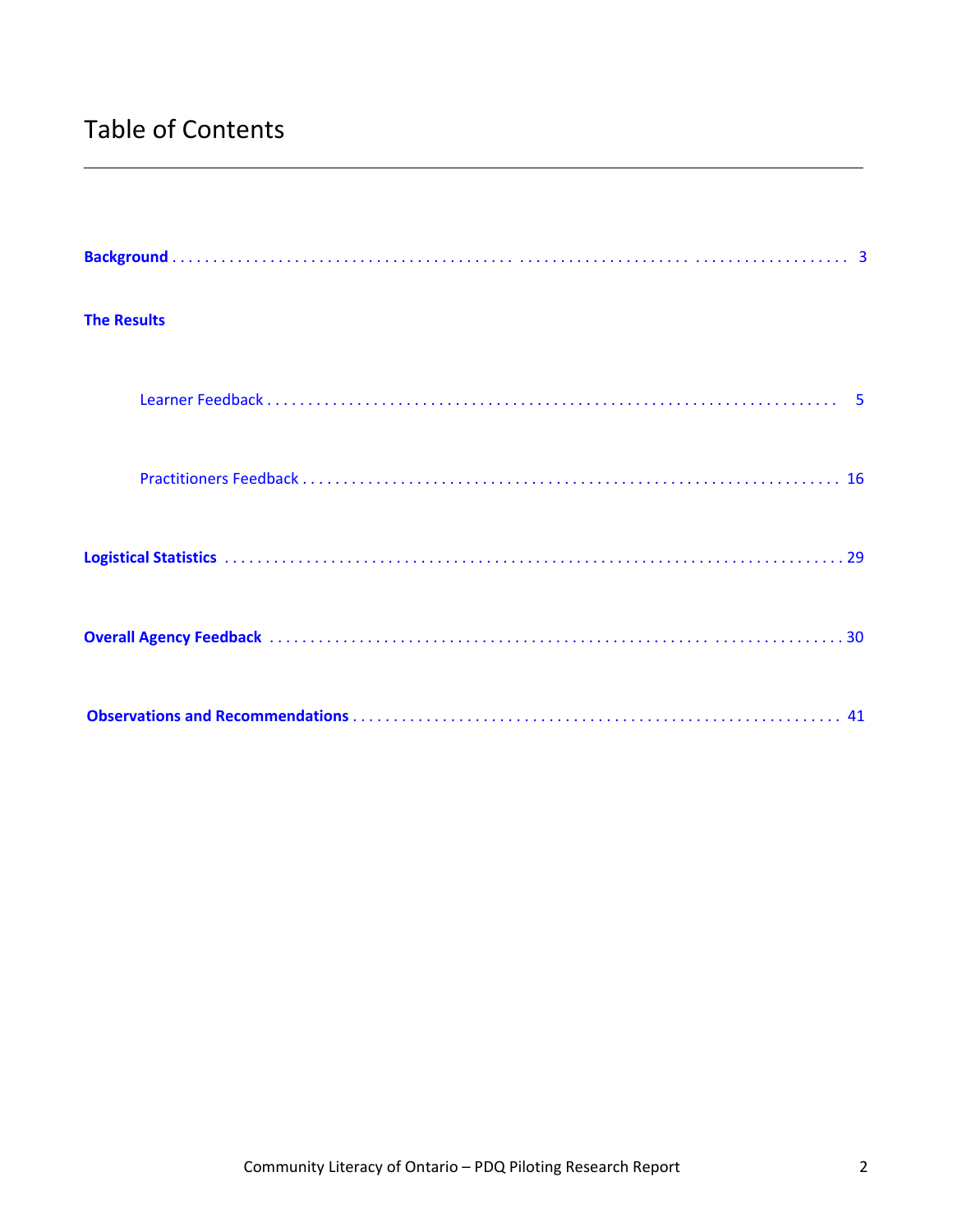# Table of Contents

**Background** . . . . . . . . . . . . . . . . . . . . . . . . . . . . . . . . . . . . . . . . . . . . . . . . . . . . . . . . . . . . . . . . . . . . . . 3

**The Results**

- Learner Feedback . . . . . . . . . . . . . . . . . . . . . . . . . . . . . . . . . . . . . . . . . . . . . . . . . . . . . . . . . . . . . . . . . . . 5

- Practitioners Feedback . . . . . . . . . . . . . . . . . . . . . . . . . . . . . . . . . . . . . . . . . . . . . . . . . . . . . . . . . . . . . . 16

**Logistical Statistics** . . . . . . . . . . . . . . . . . . . . . . . . . . . . . . . . . . . . . . . . . . . . . . . . . . . . . . . . . . . . . . . . . 29

**Overall Agency Feedback** . . . . . . . . . . . . . . . . . . . . . . . . . . . . . . . . . . . . . . . . . . . . . . . . . . . . . . . . . . . . 30

**Observations and Recommendations** . . . . . . . . . . . . . . . . . . . . . . . . . . . . . . . . . . . . . . . . . . . . . . . . . . 41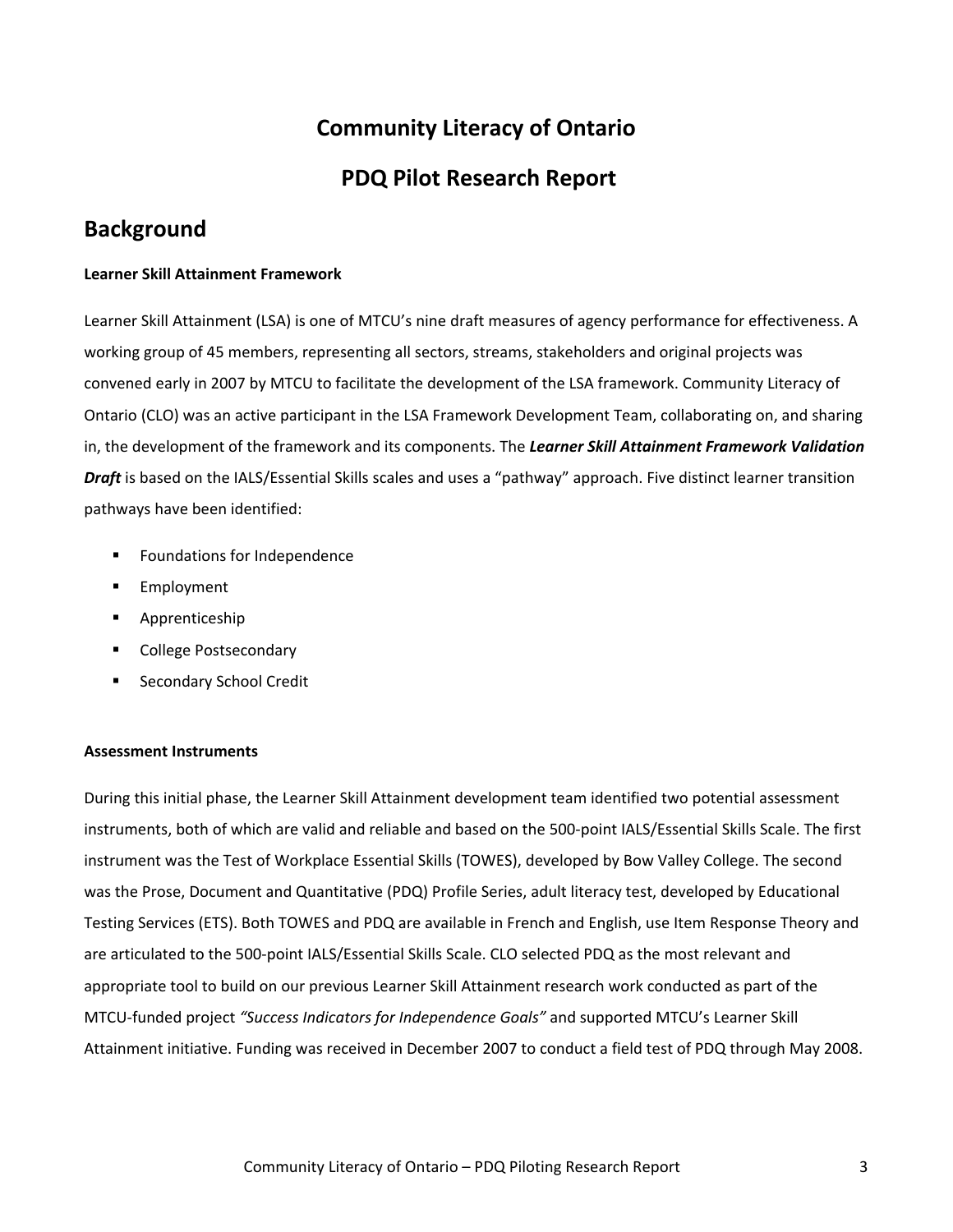# Community Literacy of Ontario

# PDQ Pilot Research Report

## Background

**Learner Skill Attainment Framework**

Learner Skill Attainment (LSA) is one of MTCU's nine draft measures of agency performance for effectiveness. A working group of 45 members, representing all sectors, streams, stakeholders and original projects was convened early in 2007 by MTCU to facilitate the development of the LSA framework. Community Literacy of Ontario (CLO) was an active participant in the LSA Framework Development Team, collaborating on, and sharing in, the development of the framework and its components. The ***Learner Skill Attainment Framework Validation Draft*** is based on the IALS/Essential Skills scales and uses a "pathway" approach. Five distinct learner transition pathways have been identified:

- Foundations for Independence
- Employment
- Apprenticeship
- College Postsecondary
- Secondary School Credit

**Assessment Instruments**

During this initial phase, the Learner Skill Attainment development team identified two potential assessment instruments, both of which are valid and reliable and based on the 500-point IALS/Essential Skills Scale. The first instrument was the Test of Workplace Essential Skills (TOWES), developed by Bow Valley College. The second was the Prose, Document and Quantitative (PDQ) Profile Series, adult literacy test, developed by Educational Testing Services (ETS). Both TOWES and PDQ are available in French and English, use Item Response Theory and are articulated to the 500-point IALS/Essential Skills Scale. CLO selected PDQ as the most relevant and appropriate tool to build on our previous Learner Skill Attainment research work conducted as part of the MTCU-funded project *"Success Indicators for Independence Goals"* and supported MTCU's Learner Skill Attainment initiative. Funding was received in December 2007 to conduct a field test of PDQ through May 2008.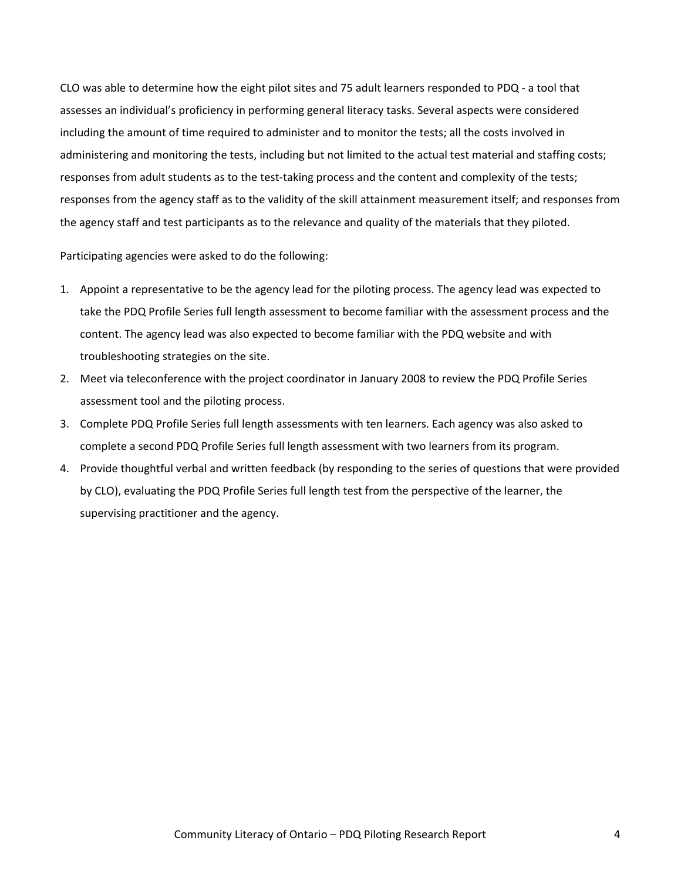CLO was able to determine how the eight pilot sites and 75 adult learners responded to PDQ - a tool that assesses an individual's proficiency in performing general literacy tasks. Several aspects were considered including the amount of time required to administer and to monitor the tests; all the costs involved in administering and monitoring the tests, including but not limited to the actual test material and staffing costs; responses from adult students as to the test-taking process and the content and complexity of the tests; responses from the agency staff as to the validity of the skill attainment measurement itself; and responses from the agency staff and test participants as to the relevance and quality of the materials that they piloted.

Participating agencies were asked to do the following:

1. Appoint a representative to be the agency lead for the piloting process. The agency lead was expected to take the PDQ Profile Series full length assessment to become familiar with the assessment process and the content. The agency lead was also expected to become familiar with the PDQ website and with troubleshooting strategies on the site.
2. Meet via teleconference with the project coordinator in January 2008 to review the PDQ Profile Series assessment tool and the piloting process.
3. Complete PDQ Profile Series full length assessments with ten learners. Each agency was also asked to complete a second PDQ Profile Series full length assessment with two learners from its program.
4. Provide thoughtful verbal and written feedback (by responding to the series of questions that were provided by CLO), evaluating the PDQ Profile Series full length test from the perspective of the learner, the supervising practitioner and the agency.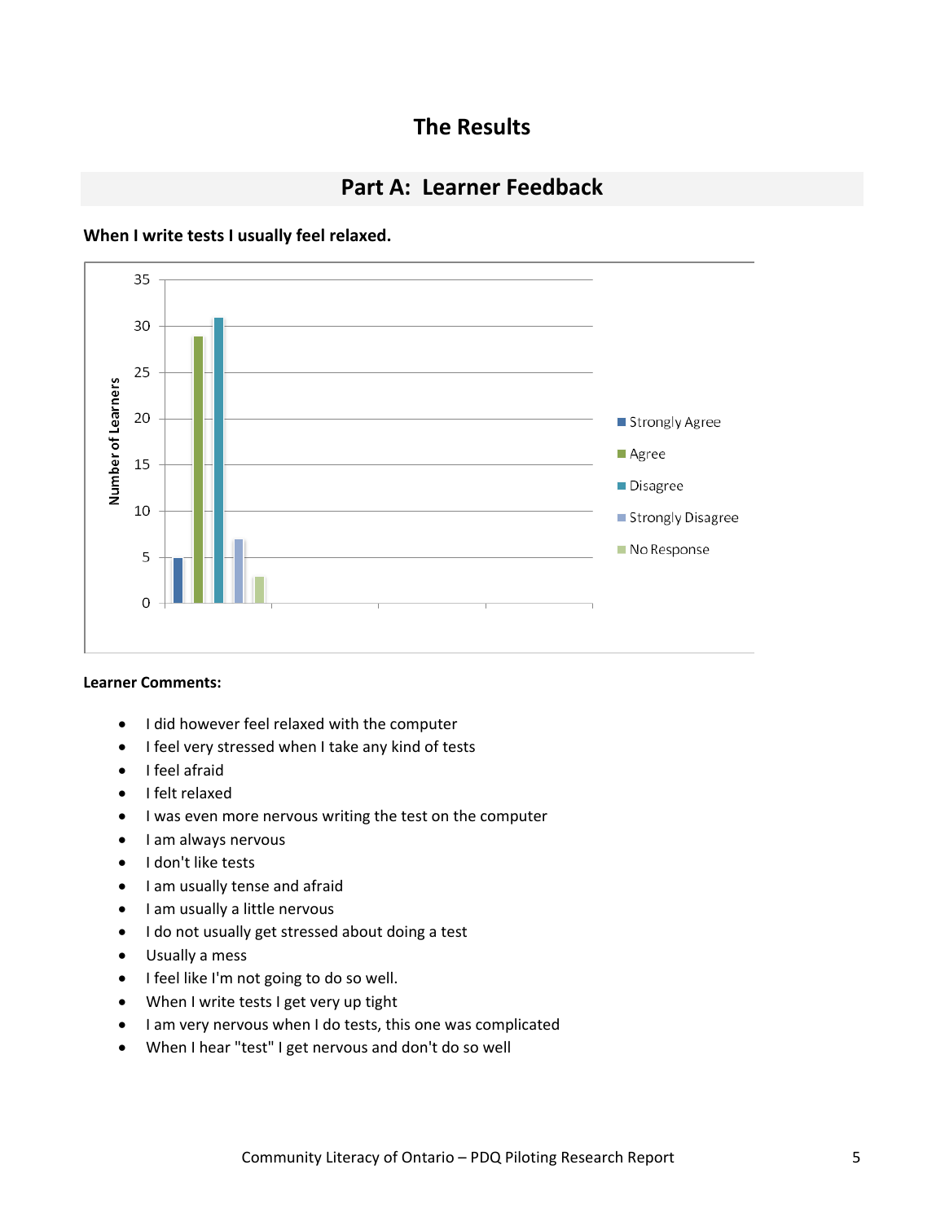# The Results

## Part A: Learner Feedback

**When I write tests I usually feel relaxed.**

**Learner Comments:**

- I did however feel relaxed with the computer
- I feel very stressed when I take any kind of tests
- I feel afraid
- I felt relaxed
- I was even more nervous writing the test on the computer
- I am always nervous
- I don't like tests
- I am usually tense and afraid
- I am usually a little nervous
- I do not usually get stressed about doing a test
- Usually a mess
- I feel like I'm not going to do so well.
- When I write tests I get very up tight
- I am very nervous when I do tests, this one was complicated
- When I hear "test" I get nervous and don't do so well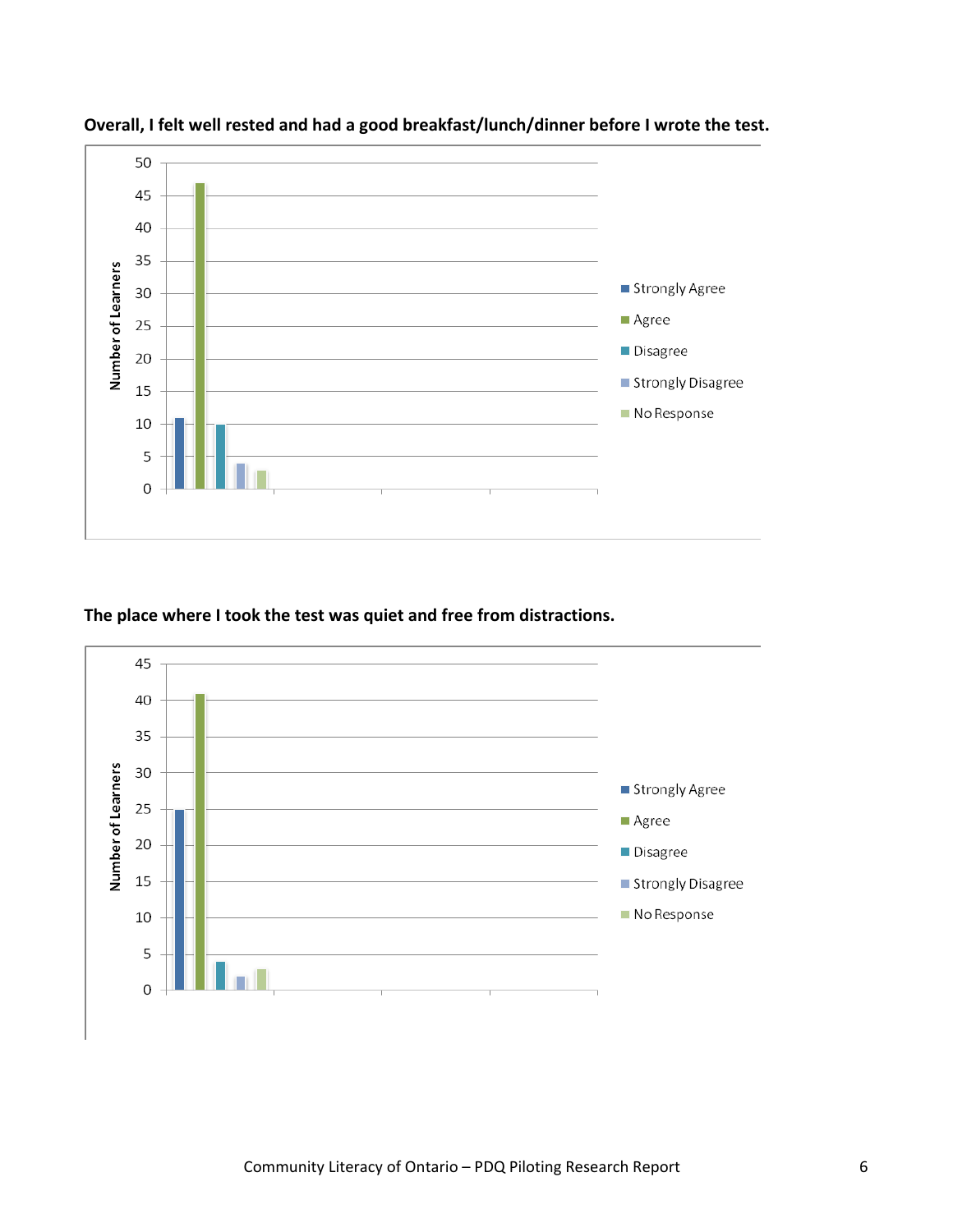**Overall, I felt well rested and had a good breakfast/lunch/dinner before I wrote the test.**

**The place where I took the test was quiet and free from distractions.**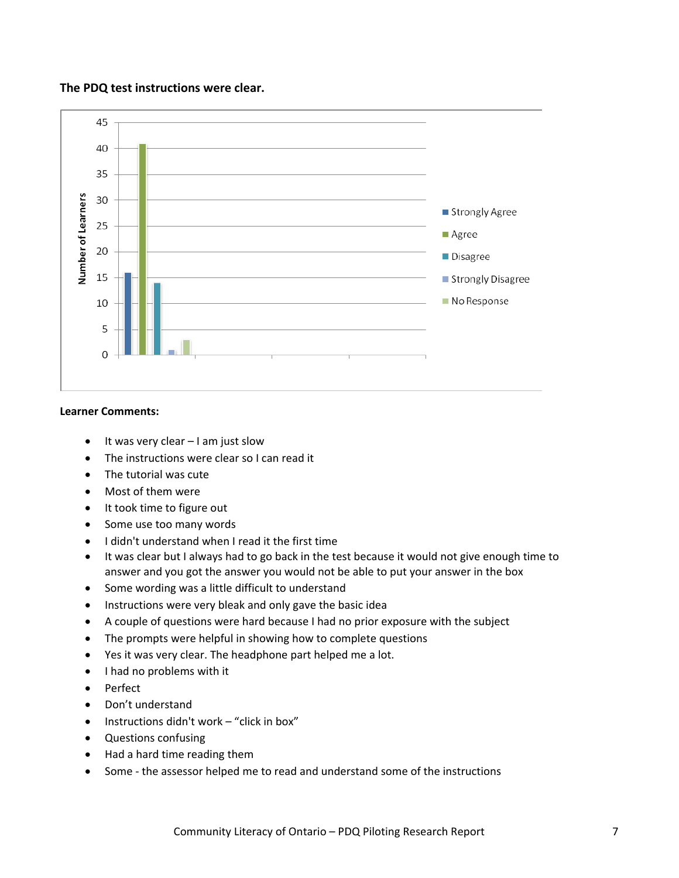**The PDQ test instructions were clear.**

**Learner Comments:**

- It was very clear – I am just slow
- The instructions were clear so I can read it
- The tutorial was cute
- Most of them were
- It took time to figure out
- Some use too many words
- I didn't understand when I read it the first time
- It was clear but I always had to go back in the test because it would not give enough time to answer and you got the answer you would not be able to put your answer in the box
- Some wording was a little difficult to understand
- Instructions were very bleak and only gave the basic idea
- A couple of questions were hard because I had no prior exposure with the subject
- The prompts were helpful in showing how to complete questions
- Yes it was very clear. The headphone part helped me a lot.
- I had no problems with it
- Perfect
- Don't understand
- Instructions didn't work – "click in box"
- Questions confusing
- Had a hard time reading them
- Some - the assessor helped me to read and understand some of the instructions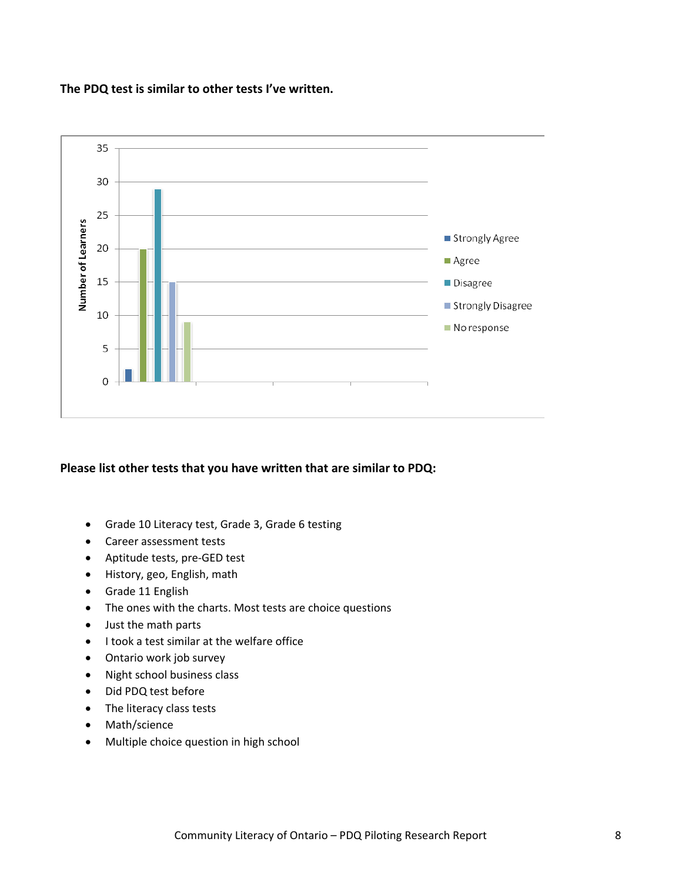**The PDQ test is similar to other tests I've written.**

| Response | Number of Learners |
|---|---|
| Strongly Agree | 2 |
| Agree | 20 |
| Disagree | 29 |
| Strongly Disagree | 15 |
| No response | 9 |

**Please list other tests that you have written that are similar to PDQ:**

- Grade 10 Literacy test, Grade 3, Grade 6 testing
- Career assessment tests
- Aptitude tests, pre-GED test
- History, geo, English, math
- Grade 11 English
- The ones with the charts. Most tests are choice questions
- Just the math parts
- I took a test similar at the welfare office
- Ontario work job survey
- Night school business class
- Did PDQ test before
- The literacy class tests
- Math/science
- Multiple choice question in high school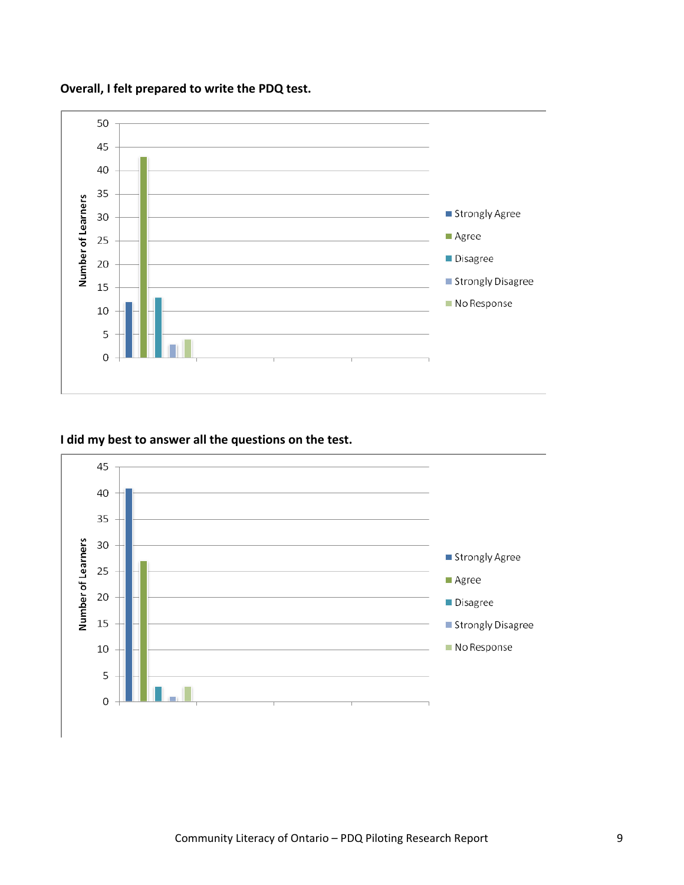**Overall, I felt prepared to write the PDQ test.**

| Response | Number of Learners |
| --- | --- |
| Strongly Agree | 12 |
| Agree | 43 |
| Disagree | 13 |
| Strongly Disagree | 3 |
| No Response | 4 |

**I did my best to answer all the questions on the test.**

| Response | Number of Learners |
| --- | --- |
| Strongly Agree | 41 |
| Agree | 27 |
| Disagree | 3 |
| Strongly Disagree | 1 |
| No Response | 3 |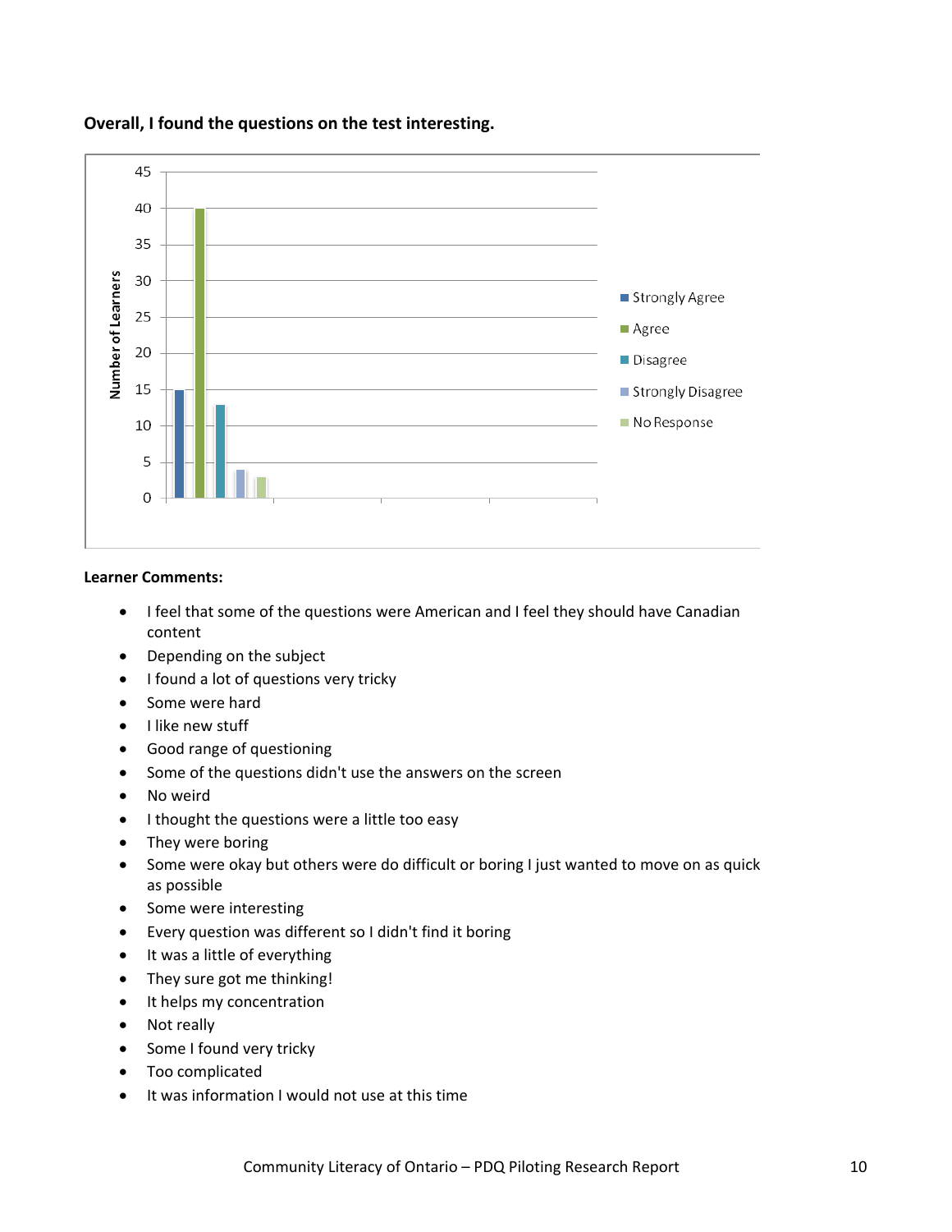**Overall, I found the questions on the test interesting.**

**Learner Comments:**

- I feel that some of the questions were American and I feel they should have Canadian content
- Depending on the subject
- I found a lot of questions very tricky
- Some were hard
- I like new stuff
- Good range of questioning
- Some of the questions didn't use the answers on the screen
- No weird
- I thought the questions were a little too easy
- They were boring
- Some were okay but others were do difficult or boring I just wanted to move on as quick as possible
- Some were interesting
- Every question was different so I didn't find it boring
- It was a little of everything
- They sure got me thinking!
- It helps my concentration
- Not really
- Some I found very tricky
- Too complicated
- It was information I would not use at this time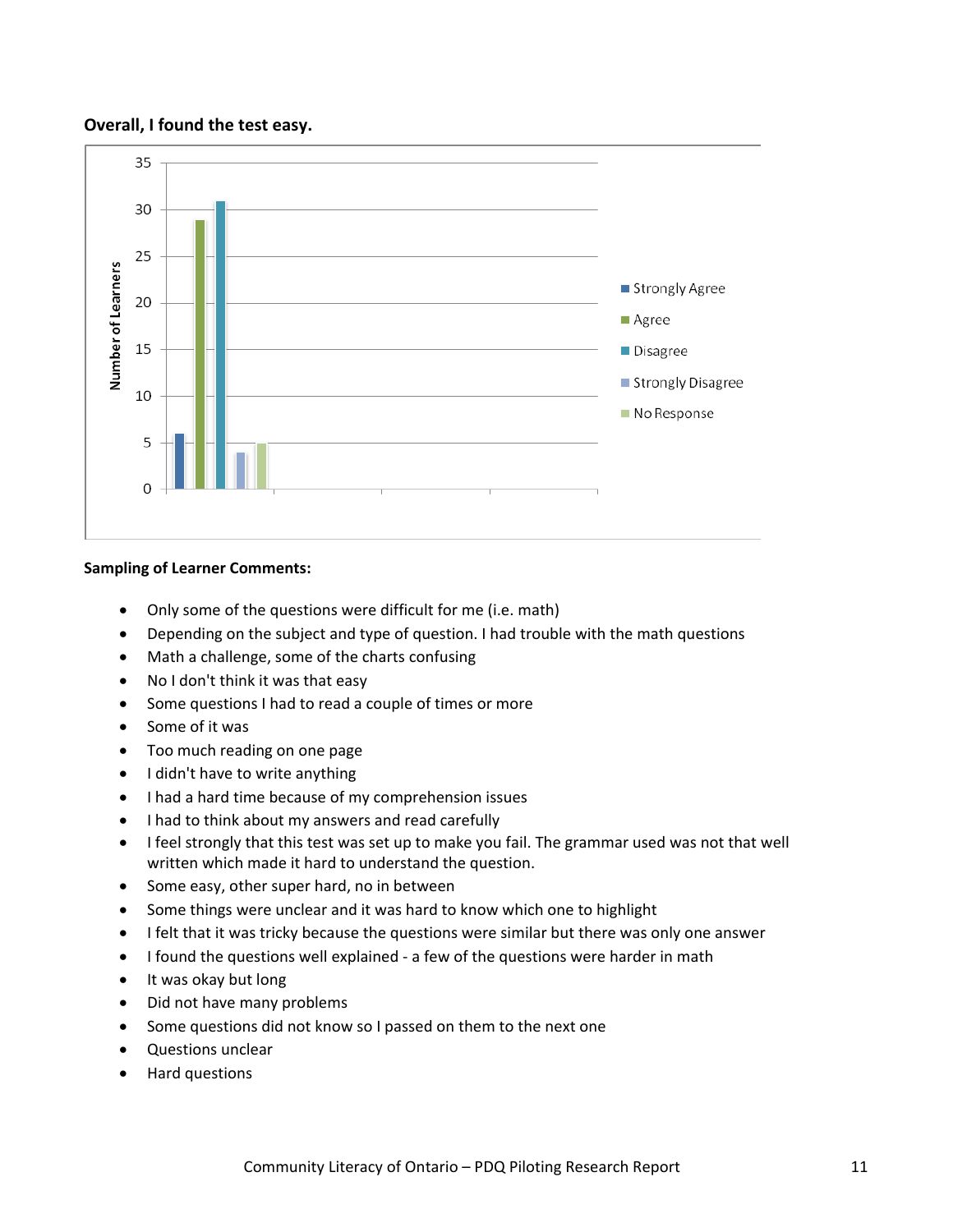**Overall, I found the test easy.**

| Response | Number of Learners |
|---|---|
| Strongly Agree | 6 |
| Agree | 29 |
| Disagree | 31 |
| Strongly Disagree | 4 |
| No Response | 5 |

**Sampling of Learner Comments:**

- Only some of the questions were difficult for me (i.e. math)
- Depending on the subject and type of question. I had trouble with the math questions
- Math a challenge, some of the charts confusing
- No I don't think it was that easy
- Some questions I had to read a couple of times or more
- Some of it was
- Too much reading on one page
- I didn't have to write anything
- I had a hard time because of my comprehension issues
- I had to think about my answers and read carefully
- I feel strongly that this test was set up to make you fail. The grammar used was not that well written which made it hard to understand the question.
- Some easy, other super hard, no in between
- Some things were unclear and it was hard to know which one to highlight
- I felt that it was tricky because the questions were similar but there was only one answer
- I found the questions well explained - a few of the questions were harder in math
- It was okay but long
- Did not have many problems
- Some questions did not know so I passed on them to the next one
- Questions unclear
- Hard questions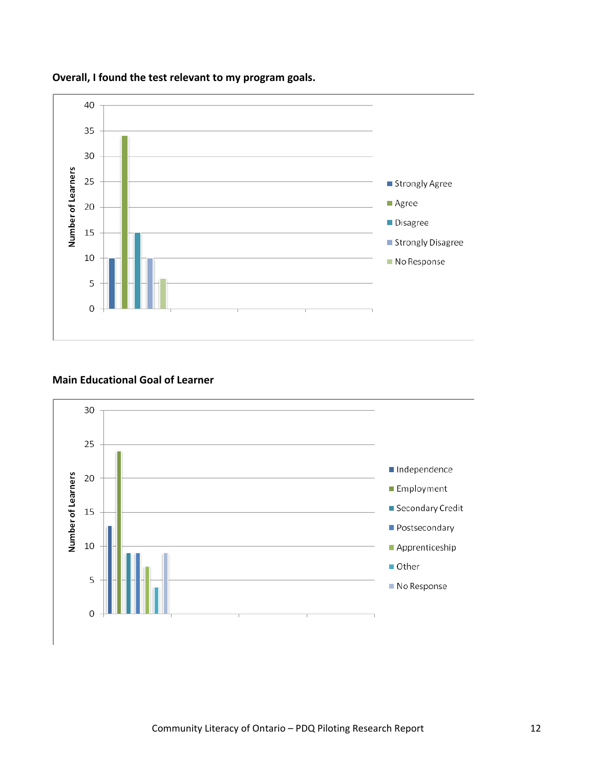**Overall, I found the test relevant to my program goals.**

| Response | Number of Learners |
|---|---|
| Strongly Agree | 10 |
| Agree | 34 |
| Disagree | 15 |
| Strongly Disagree | 10 |
| No Response | 6 |

**Main Educational Goal of Learner**

| Goal | Number of Learners |
|---|---|
| Independence | 13 |
| Employment | 24 |
| Secondary Credit | 9 |
| Postsecondary | 9 |
| Apprenticeship | 7 |
| Other | 4 |
| No Response | 9 |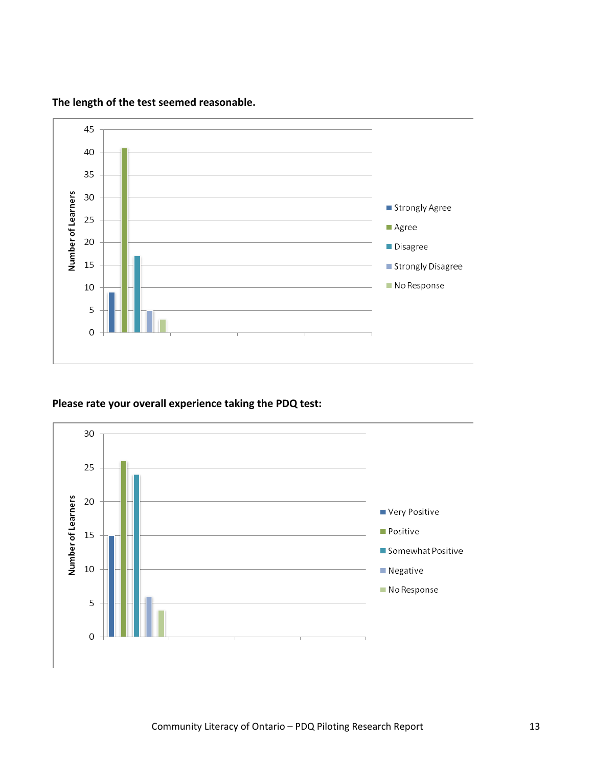**The length of the test seemed reasonable.**

**Please rate your overall experience taking the PDQ test:**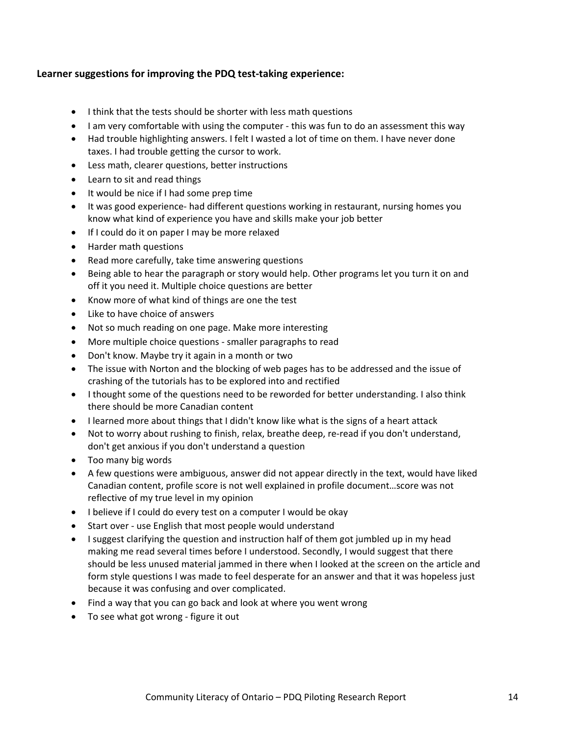**Learner suggestions for improving the PDQ test-taking experience:**

- I think that the tests should be shorter with less math questions
- I am very comfortable with using the computer - this was fun to do an assessment this way
- Had trouble highlighting answers. I felt I wasted a lot of time on them. I have never done taxes. I had trouble getting the cursor to work.
- Less math, clearer questions, better instructions
- Learn to sit and read things
- It would be nice if I had some prep time
- It was good experience- had different questions working in restaurant, nursing homes you know what kind of experience you have and skills make your job better
- If I could do it on paper I may be more relaxed
- Harder math questions
- Read more carefully, take time answering questions
- Being able to hear the paragraph or story would help. Other programs let you turn it on and off it you need it. Multiple choice questions are better
- Know more of what kind of things are one the test
- Like to have choice of answers
- Not so much reading on one page. Make more interesting
- More multiple choice questions - smaller paragraphs to read
- Don't know. Maybe try it again in a month or two
- The issue with Norton and the blocking of web pages has to be addressed and the issue of crashing of the tutorials has to be explored into and rectified
- I thought some of the questions need to be reworded for better understanding. I also think there should be more Canadian content
- I learned more about things that I didn't know like what is the signs of a heart attack
- Not to worry about rushing to finish, relax, breathe deep, re-read if you don't understand, don't get anxious if you don't understand a question
- Too many big words
- A few questions were ambiguous, answer did not appear directly in the text, would have liked Canadian content, profile score is not well explained in profile document…score was not reflective of my true level in my opinion
- I believe if I could do every test on a computer I would be okay
- Start over - use English that most people would understand
- I suggest clarifying the question and instruction half of them got jumbled up in my head making me read several times before I understood. Secondly, I would suggest that there should be less unused material jammed in there when I looked at the screen on the article and form style questions I was made to feel desperate for an answer and that it was hopeless just because it was confusing and over complicated.
- Find a way that you can go back and look at where you went wrong
- To see what got wrong - figure it out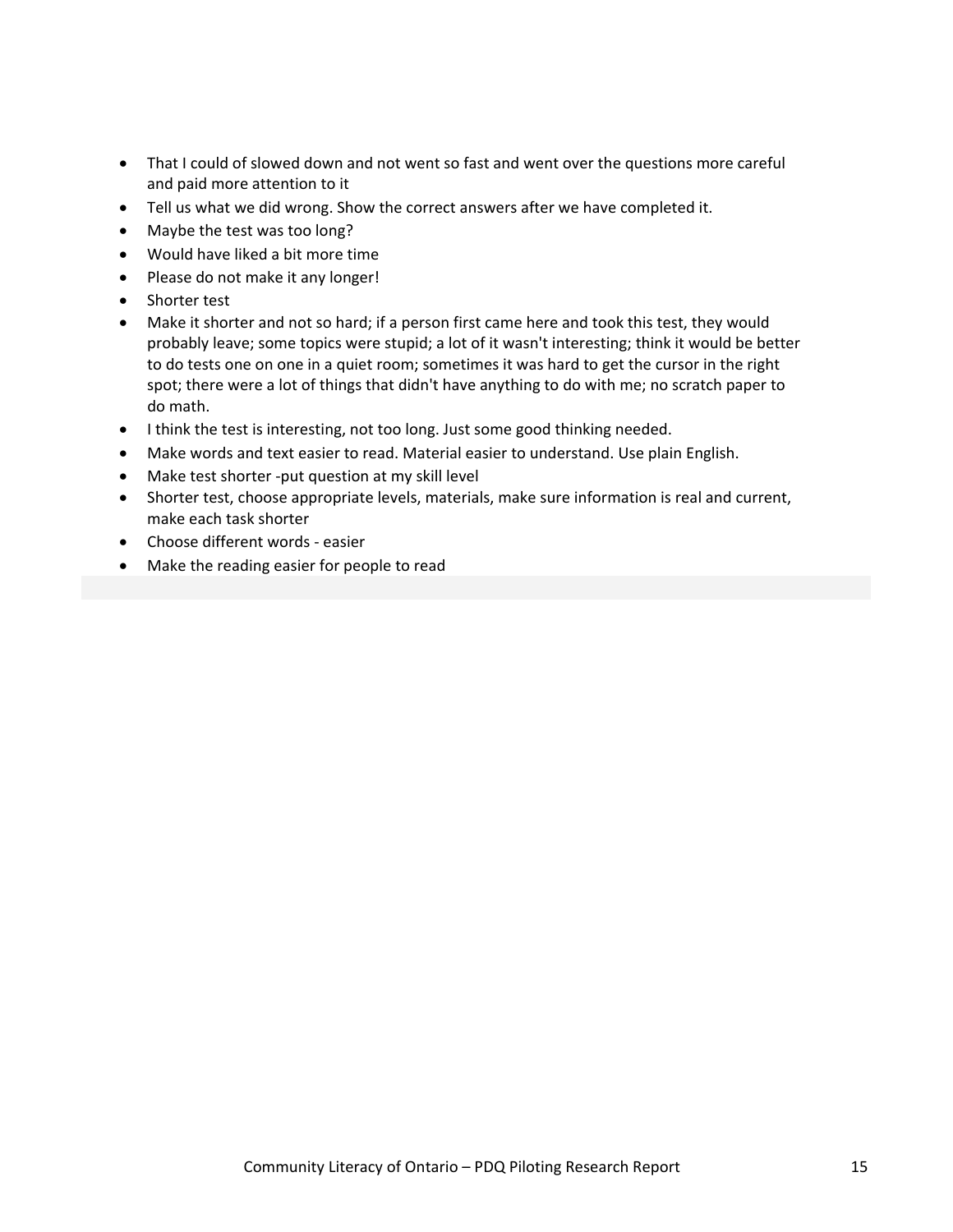- That I could of slowed down and not went so fast and went over the questions more careful and paid more attention to it
- Tell us what we did wrong. Show the correct answers after we have completed it.
- Maybe the test was too long?
- Would have liked a bit more time
- Please do not make it any longer!
- Shorter test
- Make it shorter and not so hard; if a person first came here and took this test, they would probably leave; some topics were stupid; a lot of it wasn't interesting; think it would be better to do tests one on one in a quiet room; sometimes it was hard to get the cursor in the right spot; there were a lot of things that didn't have anything to do with me; no scratch paper to do math.
- I think the test is interesting, not too long. Just some good thinking needed.
- Make words and text easier to read. Material easier to understand. Use plain English.
- Make test shorter -put question at my skill level
- Shorter test, choose appropriate levels, materials, make sure information is real and current, make each task shorter
- Choose different words - easier
- Make the reading easier for people to read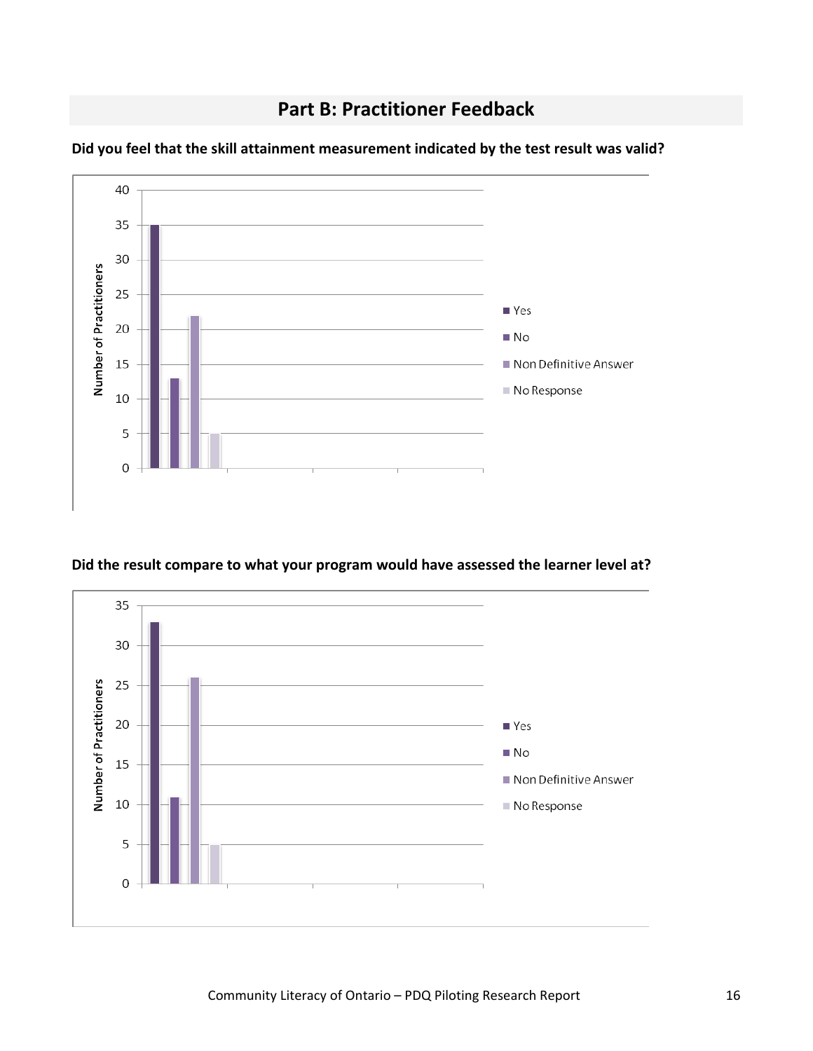## Part B: Practitioner Feedback

**Did you feel that the skill attainment measurement indicated by the test result was valid?**

| Response | Number of Practitioners |
|---|---|
| Yes | 35 |
| No | 13 |
| Non Definitive Answer | 22 |
| No Response | 5 |

**Did the result compare to what your program would have assessed the learner level at?**

| Response | Number of Practitioners |
|---|---|
| Yes | 33 |
| No | 11 |
| Non Definitive Answer | 26 |
| No Response | 5 |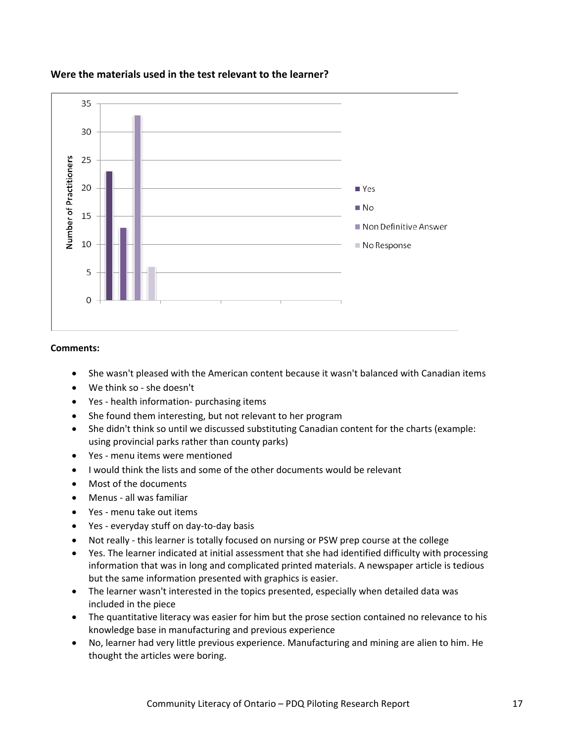**Were the materials used in the test relevant to the learner?**

**Comments:**

- She wasn't pleased with the American content because it wasn't balanced with Canadian items
- We think so - she doesn't
- Yes - health information- purchasing items
- She found them interesting, but not relevant to her program
- She didn't think so until we discussed substituting Canadian content for the charts (example: using provincial parks rather than county parks)
- Yes - menu items were mentioned
- I would think the lists and some of the other documents would be relevant
- Most of the documents
- Menus - all was familiar
- Yes - menu take out items
- Yes - everyday stuff on day-to-day basis
- Not really - this learner is totally focused on nursing or PSW prep course at the college
- Yes. The learner indicated at initial assessment that she had identified difficulty with processing information that was in long and complicated printed materials. A newspaper article is tedious but the same information presented with graphics is easier.
- The learner wasn't interested in the topics presented, especially when detailed data was included in the piece
- The quantitative literacy was easier for him but the prose section contained no relevance to his knowledge base in manufacturing and previous experience
- No, learner had very little previous experience. Manufacturing and mining are alien to him. He thought the articles were boring.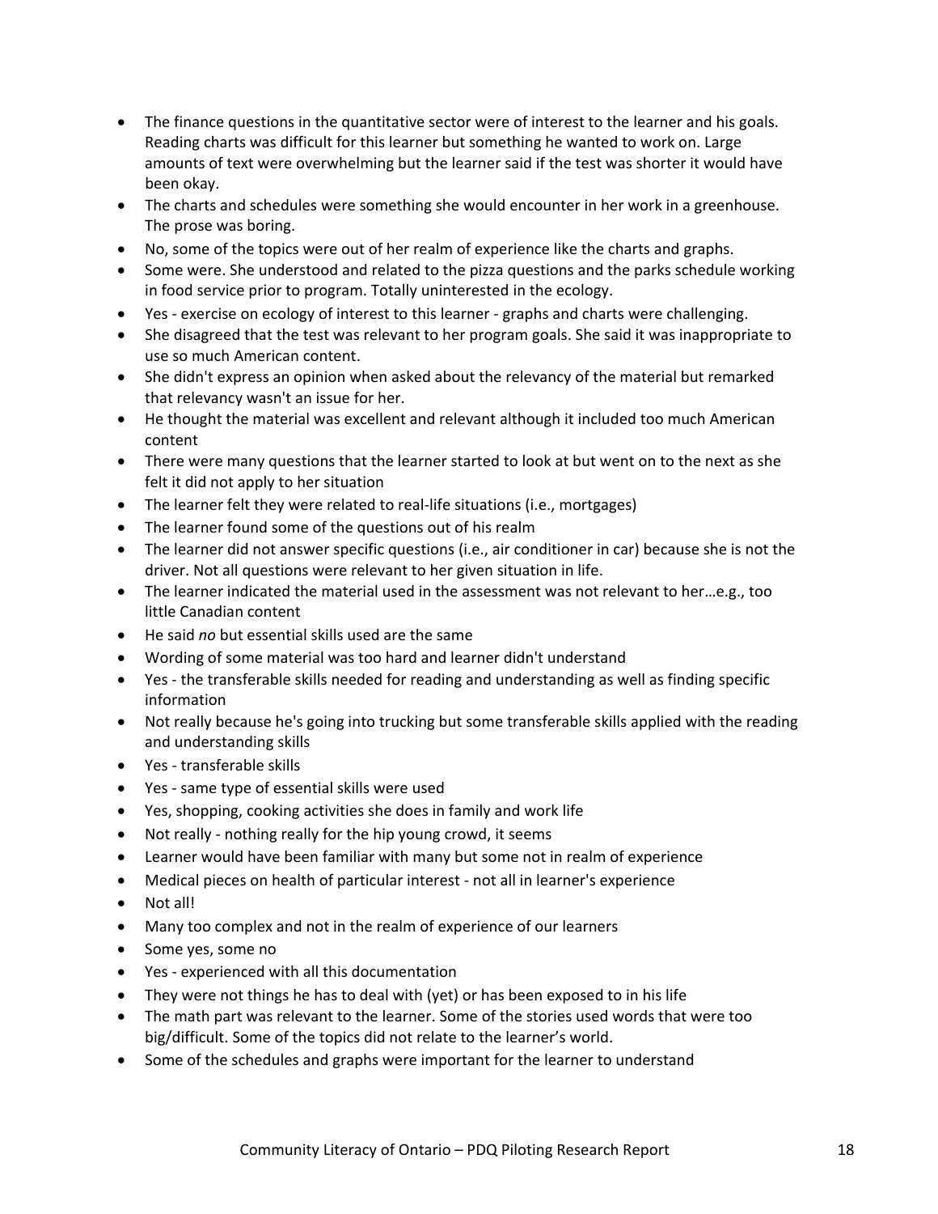- The finance questions in the quantitative sector were of interest to the learner and his goals. Reading charts was difficult for this learner but something he wanted to work on. Large amounts of text were overwhelming but the learner said if the test was shorter it would have been okay.
- The charts and schedules were something she would encounter in her work in a greenhouse. The prose was boring.
- No, some of the topics were out of her realm of experience like the charts and graphs.
- Some were. She understood and related to the pizza questions and the parks schedule working in food service prior to program. Totally uninterested in the ecology.
- Yes - exercise on ecology of interest to this learner - graphs and charts were challenging.
- She disagreed that the test was relevant to her program goals. She said it was inappropriate to use so much American content.
- She didn't express an opinion when asked about the relevancy of the material but remarked that relevancy wasn't an issue for her.
- He thought the material was excellent and relevant although it included too much American content
- There were many questions that the learner started to look at but went on to the next as she felt it did not apply to her situation
- The learner felt they were related to real-life situations (i.e., mortgages)
- The learner found some of the questions out of his realm
- The learner did not answer specific questions (i.e., air conditioner in car) because she is not the driver. Not all questions were relevant to her given situation in life.
- The learner indicated the material used in the assessment was not relevant to her…e.g., too little Canadian content
- He said *no* but essential skills used are the same
- Wording of some material was too hard and learner didn't understand
- Yes - the transferable skills needed for reading and understanding as well as finding specific information
- Not really because he's going into trucking but some transferable skills applied with the reading and understanding skills
- Yes - transferable skills
- Yes - same type of essential skills were used
- Yes, shopping, cooking activities she does in family and work life
- Not really - nothing really for the hip young crowd, it seems
- Learner would have been familiar with many but some not in realm of experience
- Medical pieces on health of particular interest - not all in learner's experience
- Not all!
- Many too complex and not in the realm of experience of our learners
- Some yes, some no
- Yes - experienced with all this documentation
- They were not things he has to deal with (yet) or has been exposed to in his life
- The math part was relevant to the learner. Some of the stories used words that were too big/difficult. Some of the topics did not relate to the learner's world.
- Some of the schedules and graphs were important for the learner to understand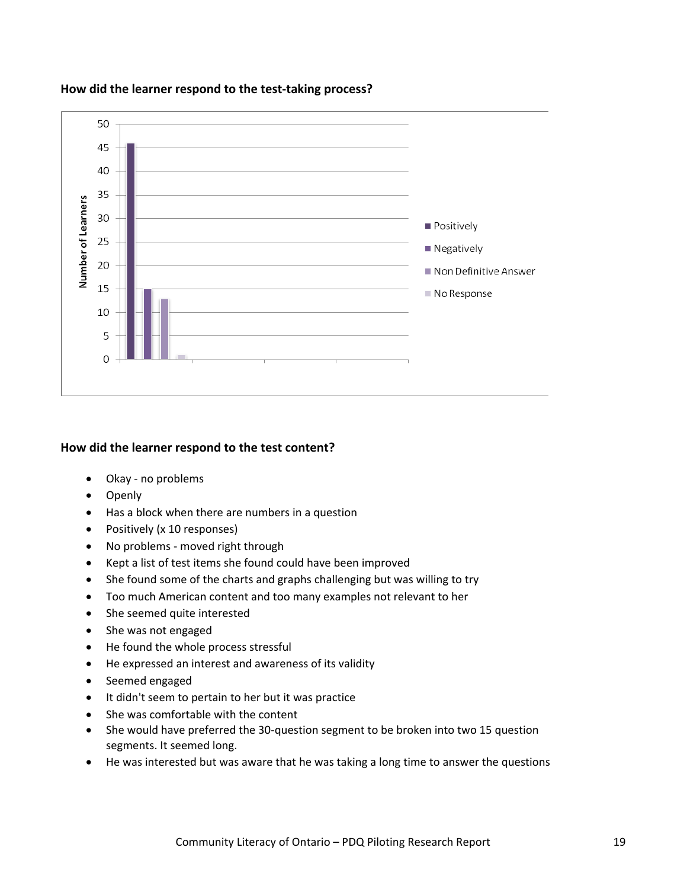**How did the learner respond to the test-taking process?**

**How did the learner respond to the test content?**

- Okay - no problems
- Openly
- Has a block when there are numbers in a question
- Positively (x 10 responses)
- No problems - moved right through
- Kept a list of test items she found could have been improved
- She found some of the charts and graphs challenging but was willing to try
- Too much American content and too many examples not relevant to her
- She seemed quite interested
- She was not engaged
- He found the whole process stressful
- He expressed an interest and awareness of its validity
- Seemed engaged
- It didn't seem to pertain to her but it was practice
- She was comfortable with the content
- She would have preferred the 30-question segment to be broken into two 15 question segments. It seemed long.
- He was interested but was aware that he was taking a long time to answer the questions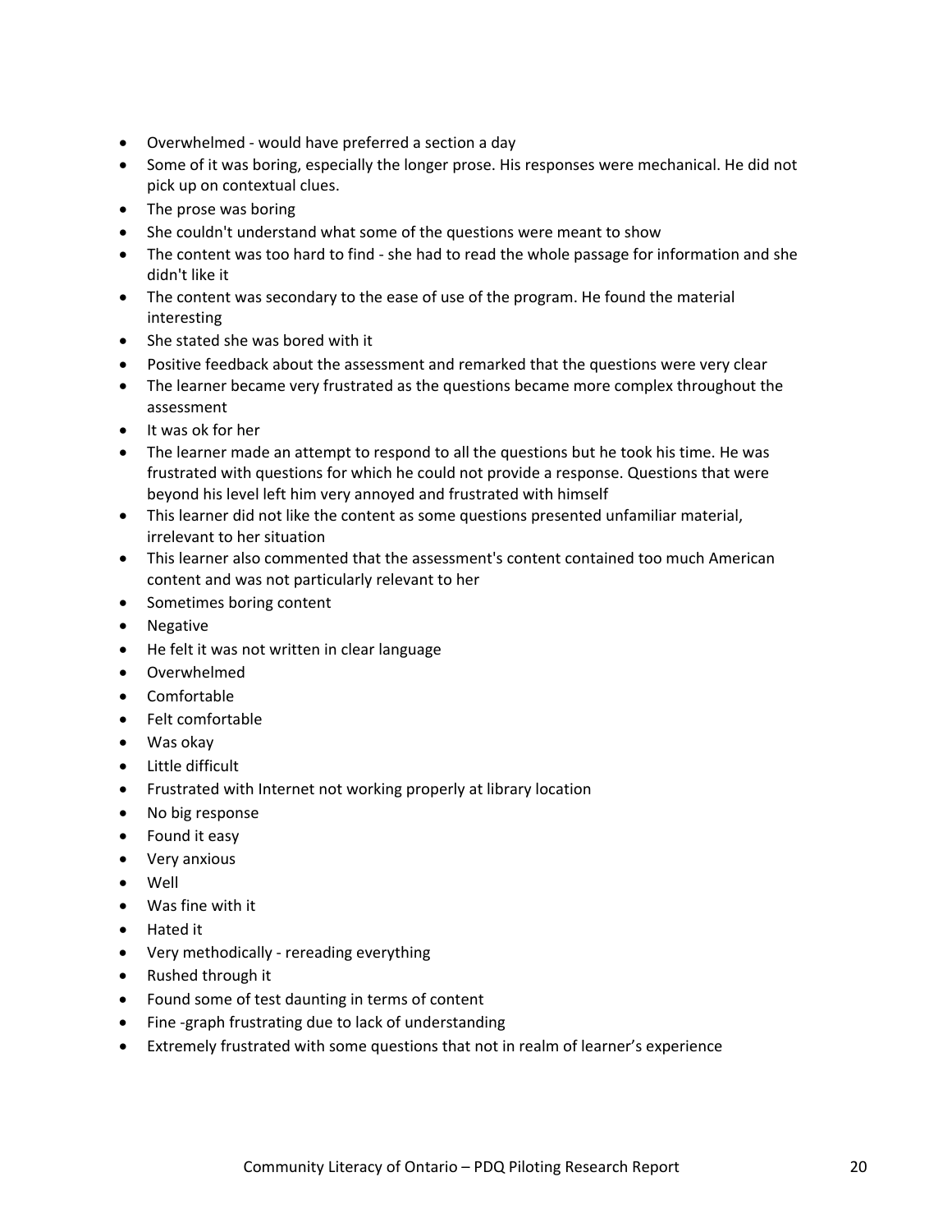- Overwhelmed - would have preferred a section a day
- Some of it was boring, especially the longer prose. His responses were mechanical. He did not pick up on contextual clues.
- The prose was boring
- She couldn't understand what some of the questions were meant to show
- The content was too hard to find - she had to read the whole passage for information and she didn't like it
- The content was secondary to the ease of use of the program. He found the material interesting
- She stated she was bored with it
- Positive feedback about the assessment and remarked that the questions were very clear
- The learner became very frustrated as the questions became more complex throughout the assessment
- It was ok for her
- The learner made an attempt to respond to all the questions but he took his time. He was frustrated with questions for which he could not provide a response. Questions that were beyond his level left him very annoyed and frustrated with himself
- This learner did not like the content as some questions presented unfamiliar material, irrelevant to her situation
- This learner also commented that the assessment's content contained too much American content and was not particularly relevant to her
- Sometimes boring content
- Negative
- He felt it was not written in clear language
- Overwhelmed
- Comfortable
- Felt comfortable
- Was okay
- Little difficult
- Frustrated with Internet not working properly at library location
- No big response
- Found it easy
- Very anxious
- Well
- Was fine with it
- Hated it
- Very methodically - rereading everything
- Rushed through it
- Found some of test daunting in terms of content
- Fine -graph frustrating due to lack of understanding
- Extremely frustrated with some questions that not in realm of learner's experience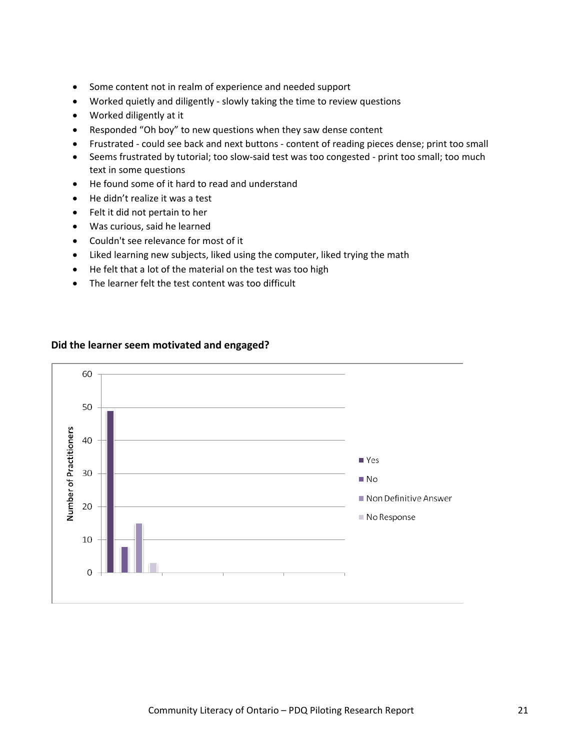- Some content not in realm of experience and needed support
- Worked quietly and diligently - slowly taking the time to review questions
- Worked diligently at it
- Responded "Oh boy" to new questions when they saw dense content
- Frustrated - could see back and next buttons - content of reading pieces dense; print too small
- Seems frustrated by tutorial; too slow-said test was too congested - print too small; too much text in some questions
- He found some of it hard to read and understand
- He didn't realize it was a test
- Felt it did not pertain to her
- Was curious, said he learned
- Couldn't see relevance for most of it
- Liked learning new subjects, liked using the computer, liked trying the math
- He felt that a lot of the material on the test was too high
- The learner felt the test content was too difficult

**Did the learner seem motivated and engaged?**

| Response | Number of Practitioners |
|---|---|
| Yes | 49 |
| No | 8 |
| Non Definitive Answer | 15 |
| No Response | 3 |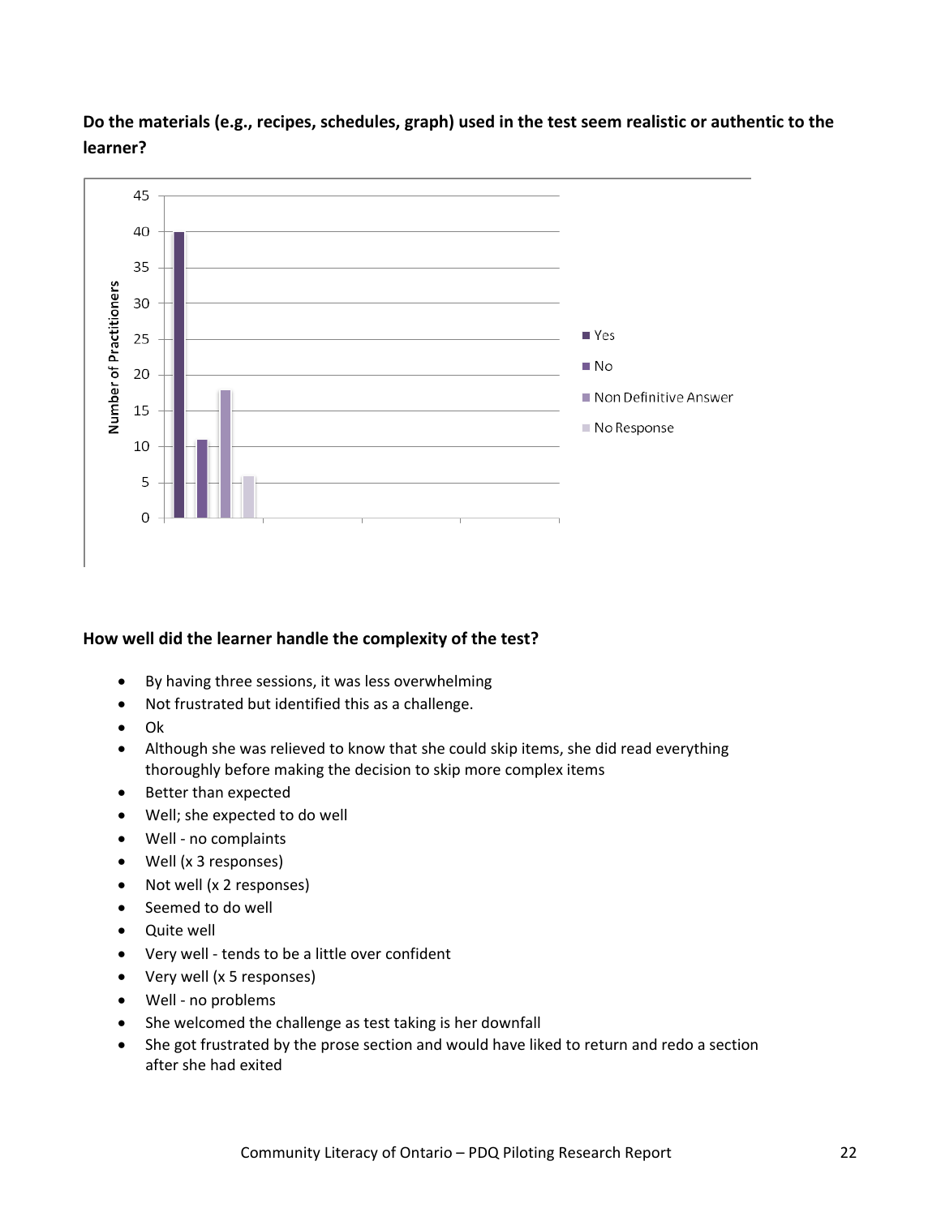**Do the materials (e.g., recipes, schedules, graph) used in the test seem realistic or authentic to the learner?**

| Response | Number of Practitioners |
| --- | --- |
| Yes | 40 |
| No | 11 |
| Non Definitive Answer | 18 |
| No Response | 6 |

**How well did the learner handle the complexity of the test?**

- By having three sessions, it was less overwhelming
- Not frustrated but identified this as a challenge.
- Ok
- Although she was relieved to know that she could skip items, she did read everything thoroughly before making the decision to skip more complex items
- Better than expected
- Well; she expected to do well
- Well - no complaints
- Well (x 3 responses)
- Not well (x 2 responses)
- Seemed to do well
- Quite well
- Very well - tends to be a little over confident
- Very well (x 5 responses)
- Well - no problems
- She welcomed the challenge as test taking is her downfall
- She got frustrated by the prose section and would have liked to return and redo a section after she had exited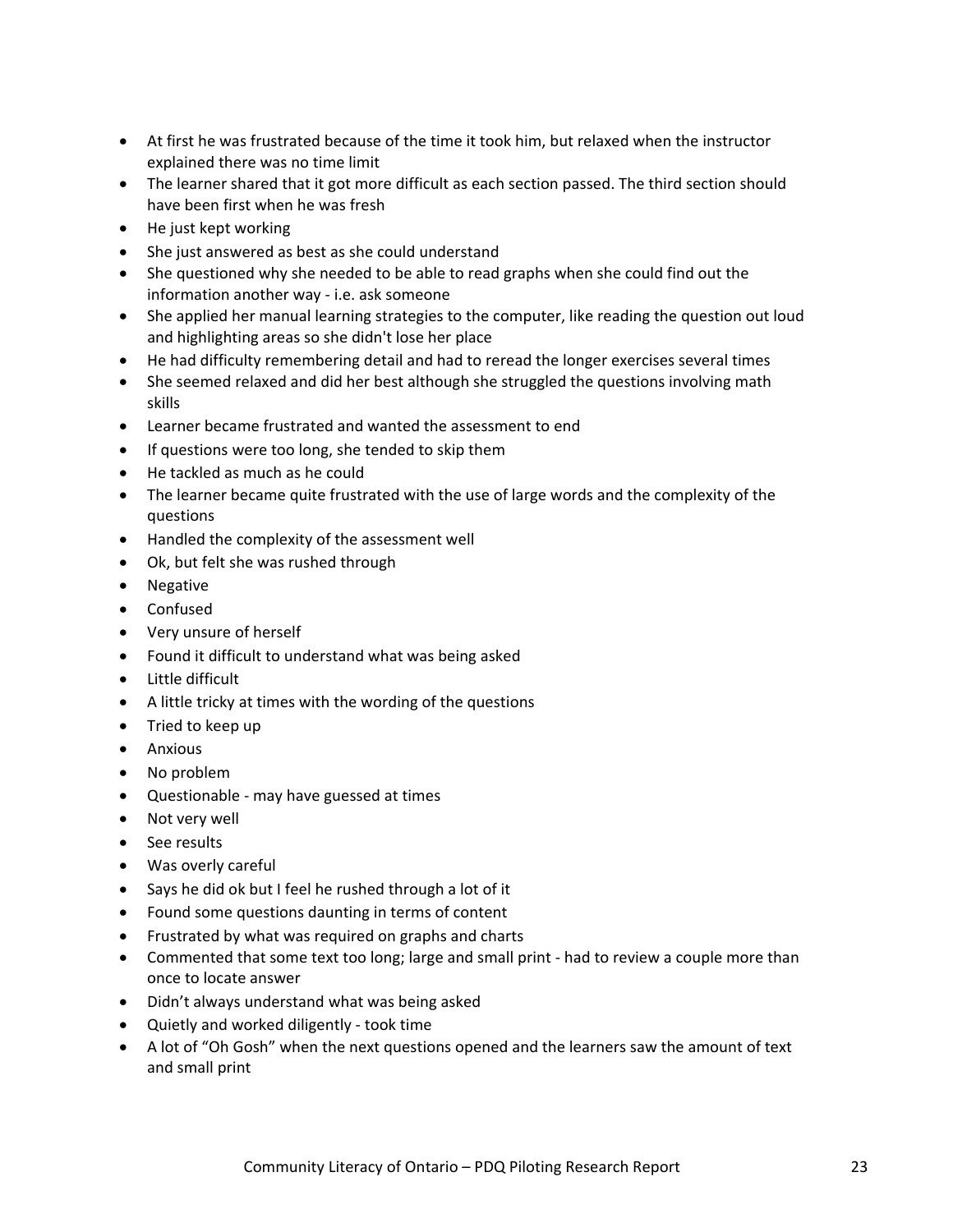- At first he was frustrated because of the time it took him, but relaxed when the instructor explained there was no time limit
- The learner shared that it got more difficult as each section passed. The third section should have been first when he was fresh
- He just kept working
- She just answered as best as she could understand
- She questioned why she needed to be able to read graphs when she could find out the information another way - i.e. ask someone
- She applied her manual learning strategies to the computer, like reading the question out loud and highlighting areas so she didn't lose her place
- He had difficulty remembering detail and had to reread the longer exercises several times
- She seemed relaxed and did her best although she struggled the questions involving math skills
- Learner became frustrated and wanted the assessment to end
- If questions were too long, she tended to skip them
- He tackled as much as he could
- The learner became quite frustrated with the use of large words and the complexity of the questions
- Handled the complexity of the assessment well
- Ok, but felt she was rushed through
- Negative
- Confused
- Very unsure of herself
- Found it difficult to understand what was being asked
- Little difficult
- A little tricky at times with the wording of the questions
- Tried to keep up
- Anxious
- No problem
- Questionable - may have guessed at times
- Not very well
- See results
- Was overly careful
- Says he did ok but I feel he rushed through a lot of it
- Found some questions daunting in terms of content
- Frustrated by what was required on graphs and charts
- Commented that some text too long; large and small print - had to review a couple more than once to locate answer
- Didn't always understand what was being asked
- Quietly and worked diligently - took time
- A lot of "Oh Gosh" when the next questions opened and the learners saw the amount of text and small print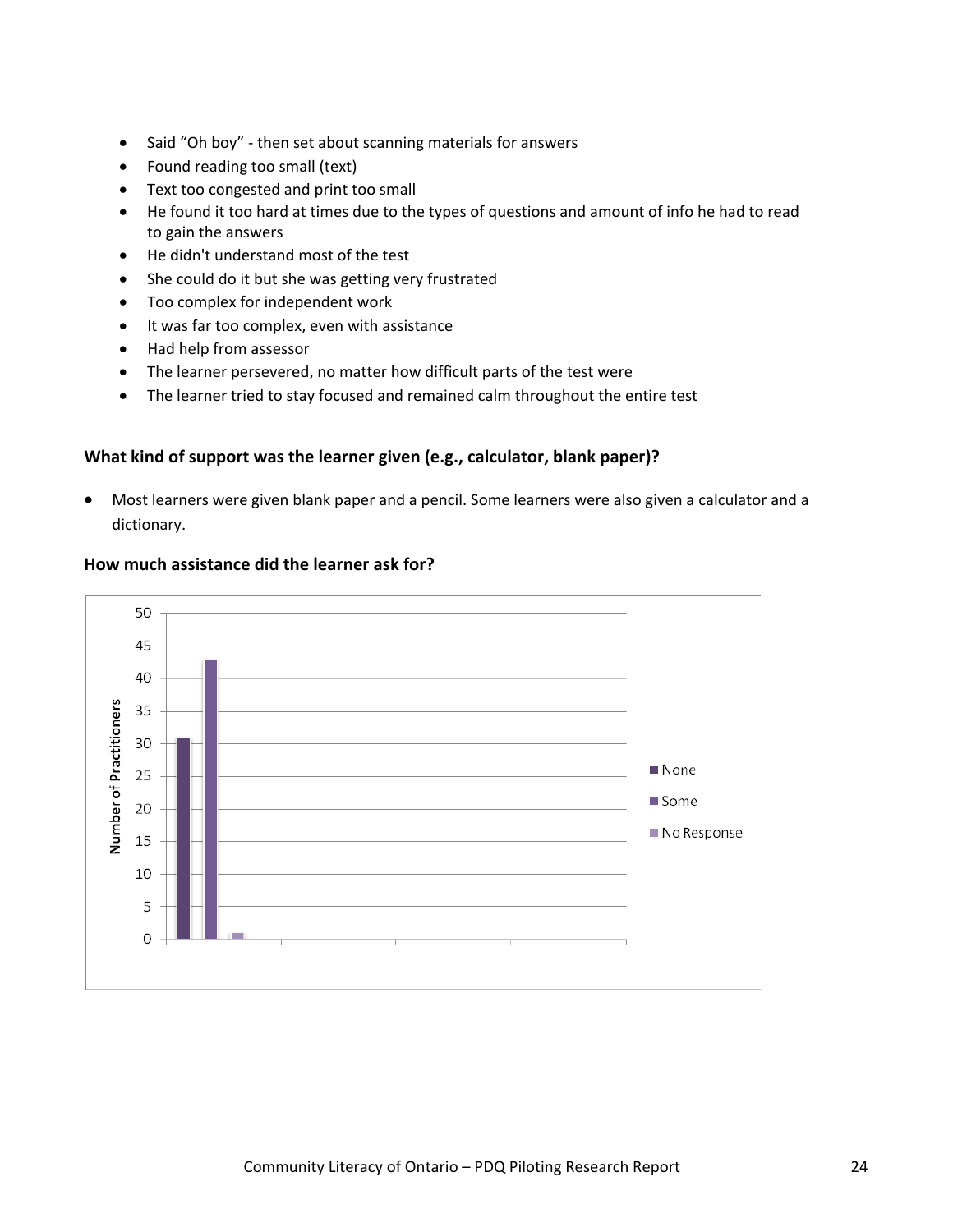- Said "Oh boy" - then set about scanning materials for answers
- Found reading too small (text)
- Text too congested and print too small
- He found it too hard at times due to the types of questions and amount of info he had to read to gain the answers
- He didn't understand most of the test
- She could do it but she was getting very frustrated
- Too complex for independent work
- It was far too complex, even with assistance
- Had help from assessor
- The learner persevered, no matter how difficult parts of the test were
- The learner tried to stay focused and remained calm throughout the entire test

**What kind of support was the learner given (e.g., calculator, blank paper)?**

- Most learners were given blank paper and a pencil. Some learners were also given a calculator and a dictionary.

**How much assistance did the learner ask for?**

Number of Practitioners

- None
- Some
- No Response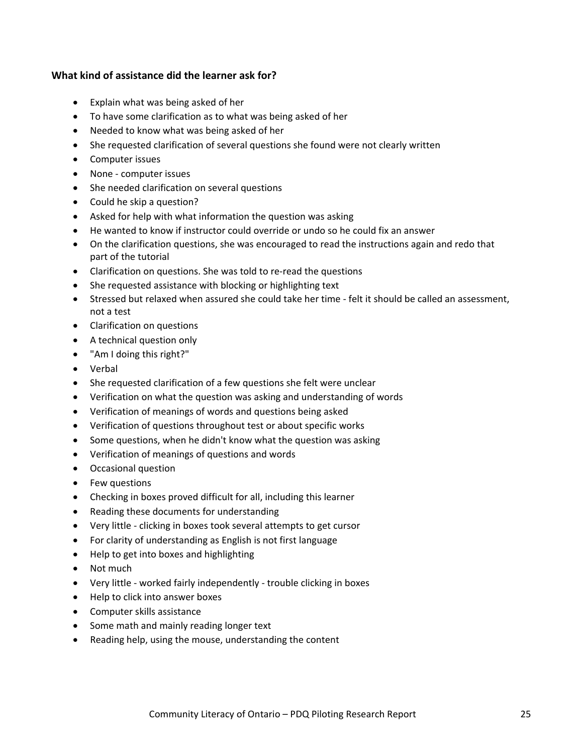**What kind of assistance did the learner ask for?**

- Explain what was being asked of her
- To have some clarification as to what was being asked of her
- Needed to know what was being asked of her
- She requested clarification of several questions she found were not clearly written
- Computer issues
- None - computer issues
- She needed clarification on several questions
- Could he skip a question?
- Asked for help with what information the question was asking
- He wanted to know if instructor could override or undo so he could fix an answer
- On the clarification questions, she was encouraged to read the instructions again and redo that part of the tutorial
- Clarification on questions. She was told to re-read the questions
- She requested assistance with blocking or highlighting text
- Stressed but relaxed when assured she could take her time - felt it should be called an assessment, not a test
- Clarification on questions
- A technical question only
- "Am I doing this right?"
- Verbal
- She requested clarification of a few questions she felt were unclear
- Verification on what the question was asking and understanding of words
- Verification of meanings of words and questions being asked
- Verification of questions throughout test or about specific works
- Some questions, when he didn't know what the question was asking
- Verification of meanings of questions and words
- Occasional question
- Few questions
- Checking in boxes proved difficult for all, including this learner
- Reading these documents for understanding
- Very little - clicking in boxes took several attempts to get cursor
- For clarity of understanding as English is not first language
- Help to get into boxes and highlighting
- Not much
- Very little - worked fairly independently - trouble clicking in boxes
- Help to click into answer boxes
- Computer skills assistance
- Some math and mainly reading longer text
- Reading help, using the mouse, understanding the content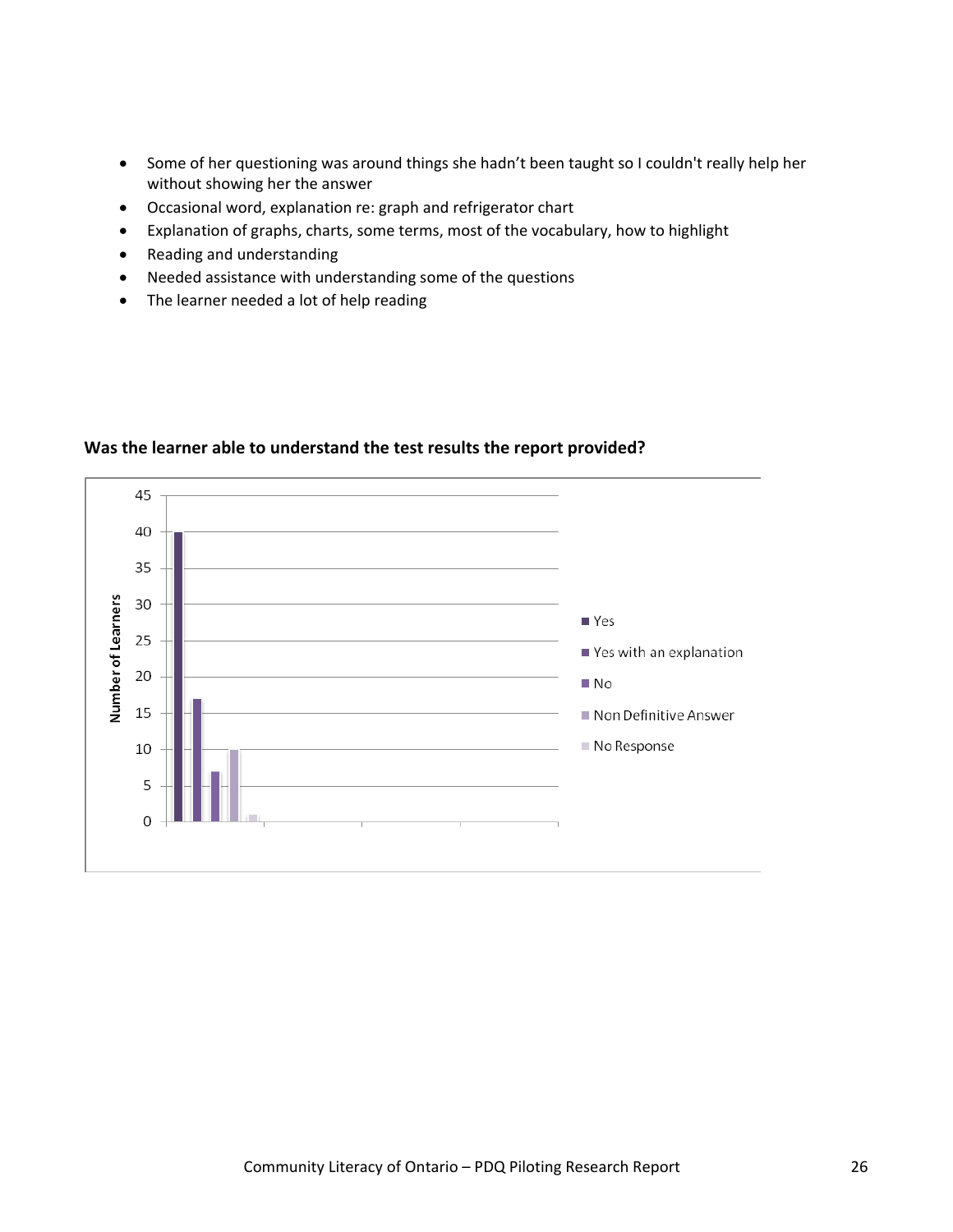- Some of her questioning was around things she hadn't been taught so I couldn't really help her without showing her the answer
- Occasional word, explanation re: graph and refrigerator chart
- Explanation of graphs, charts, some terms, most of the vocabulary, how to highlight
- Reading and understanding
- Needed assistance with understanding some of the questions
- The learner needed a lot of help reading

**Was the learner able to understand the test results the report provided?**

| Response | Number of Learners |
| --- | --- |
| Yes | 40 |
| Yes with an explanation | 17 |
| No | 7 |
| Non Definitive Answer | 10 |
| No Response | 1 |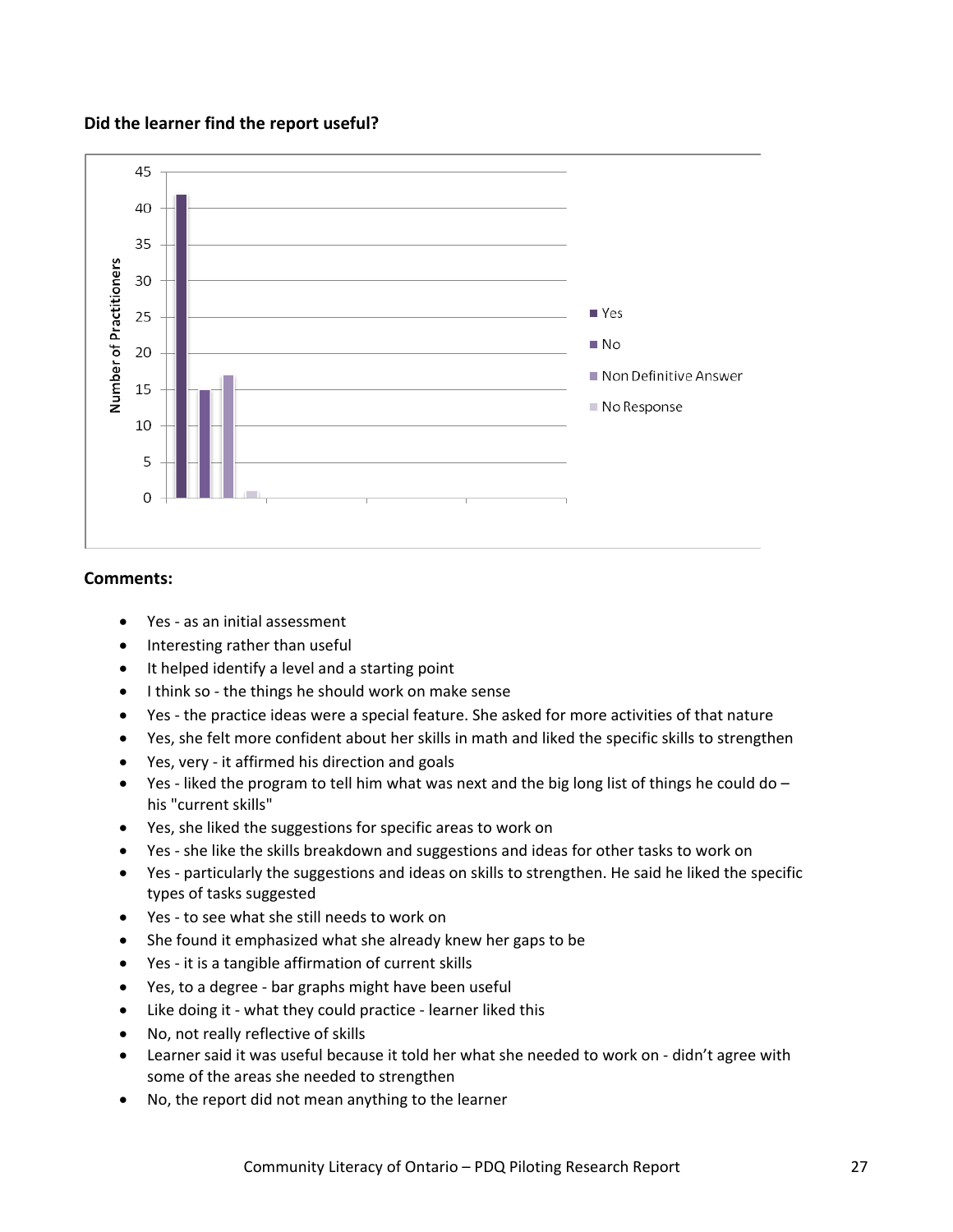**Did the learner find the report useful?**

| | Number of Practitioners |
|---|---|
| Yes | 42 |
| No | 15 |
| Non Definitive Answer | 17 |
| No Response | 1 |

**Comments:**

- Yes - as an initial assessment
- Interesting rather than useful
- It helped identify a level and a starting point
- I think so - the things he should work on make sense
- Yes - the practice ideas were a special feature. She asked for more activities of that nature
- Yes, she felt more confident about her skills in math and liked the specific skills to strengthen
- Yes, very - it affirmed his direction and goals
- Yes - liked the program to tell him what was next and the big long list of things he could do – his "current skills"
- Yes, she liked the suggestions for specific areas to work on
- Yes - she like the skills breakdown and suggestions and ideas for other tasks to work on
- Yes - particularly the suggestions and ideas on skills to strengthen. He said he liked the specific types of tasks suggested
- Yes - to see what she still needs to work on
- She found it emphasized what she already knew her gaps to be
- Yes - it is a tangible affirmation of current skills
- Yes, to a degree - bar graphs might have been useful
- Like doing it - what they could practice - learner liked this
- No, not really reflective of skills
- Learner said it was useful because it told her what she needed to work on - didn't agree with some of the areas she needed to strengthen
- No, the report did not mean anything to the learner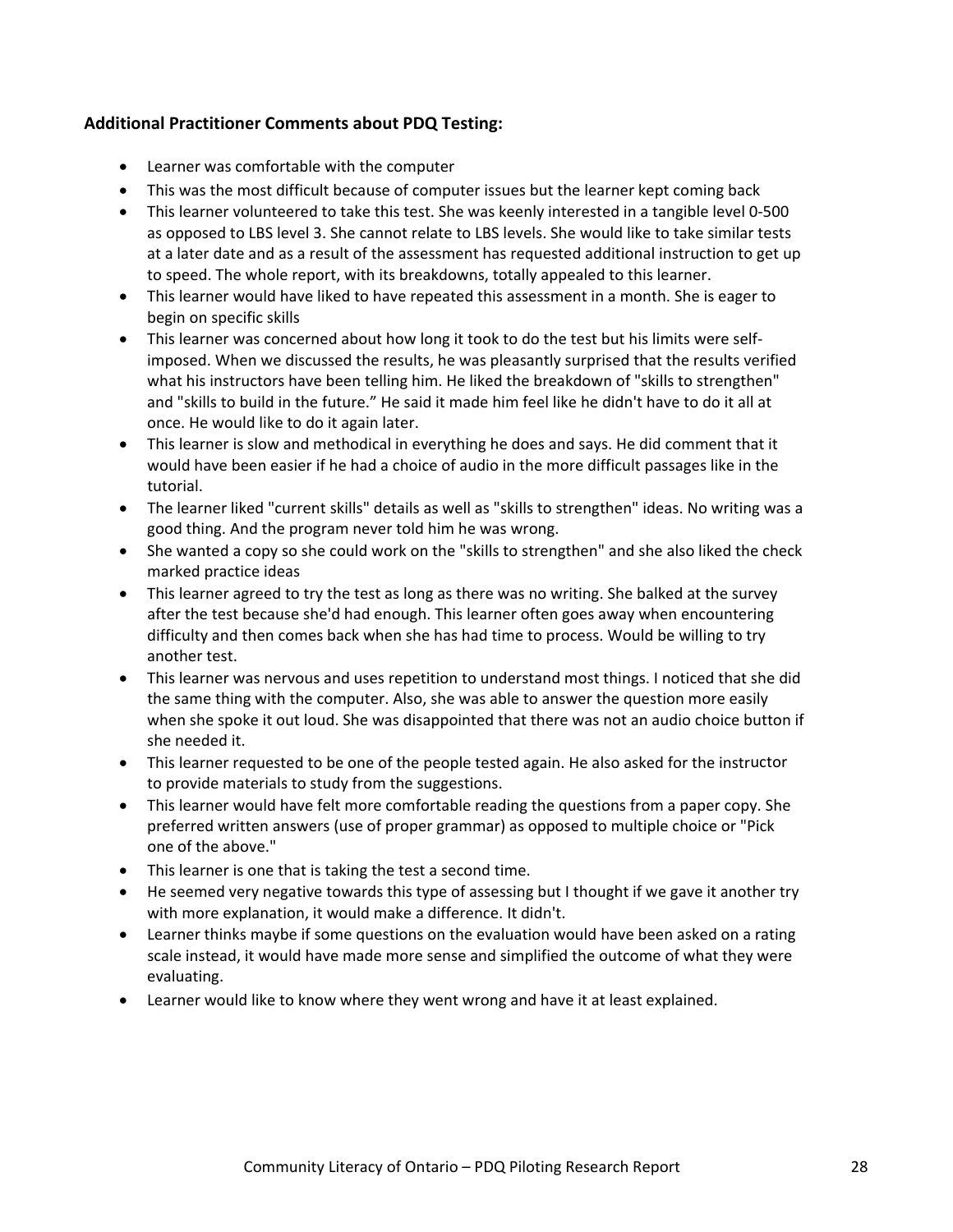**Additional Practitioner Comments about PDQ Testing:**

- Learner was comfortable with the computer
- This was the most difficult because of computer issues but the learner kept coming back
- This learner volunteered to take this test. She was keenly interested in a tangible level 0-500 as opposed to LBS level 3. She cannot relate to LBS levels. She would like to take similar tests at a later date and as a result of the assessment has requested additional instruction to get up to speed. The whole report, with its breakdowns, totally appealed to this learner.
- This learner would have liked to have repeated this assessment in a month. She is eager to begin on specific skills
- This learner was concerned about how long it took to do the test but his limits were self-imposed. When we discussed the results, he was pleasantly surprised that the results verified what his instructors have been telling him. He liked the breakdown of "skills to strengthen" and "skills to build in the future." He said it made him feel like he didn't have to do it all at once. He would like to do it again later.
- This learner is slow and methodical in everything he does and says. He did comment that it would have been easier if he had a choice of audio in the more difficult passages like in the tutorial.
- The learner liked "current skills" details as well as "skills to strengthen" ideas. No writing was a good thing. And the program never told him he was wrong.
- She wanted a copy so she could work on the "skills to strengthen" and she also liked the check marked practice ideas
- This learner agreed to try the test as long as there was no writing. She balked at the survey after the test because she'd had enough. This learner often goes away when encountering difficulty and then comes back when she has had time to process. Would be willing to try another test.
- This learner was nervous and uses repetition to understand most things. I noticed that she did the same thing with the computer. Also, she was able to answer the question more easily when she spoke it out loud. She was disappointed that there was not an audio choice button if she needed it.
- This learner requested to be one of the people tested again. He also asked for the instructor to provide materials to study from the suggestions.
- This learner would have felt more comfortable reading the questions from a paper copy. She preferred written answers (use of proper grammar) as opposed to multiple choice or "Pick one of the above."
- This learner is one that is taking the test a second time.
- He seemed very negative towards this type of assessing but I thought if we gave it another try with more explanation, it would make a difference. It didn't.
- Learner thinks maybe if some questions on the evaluation would have been asked on a rating scale instead, it would have made more sense and simplified the outcome of what they were evaluating.
- Learner would like to know where they went wrong and have it at least explained.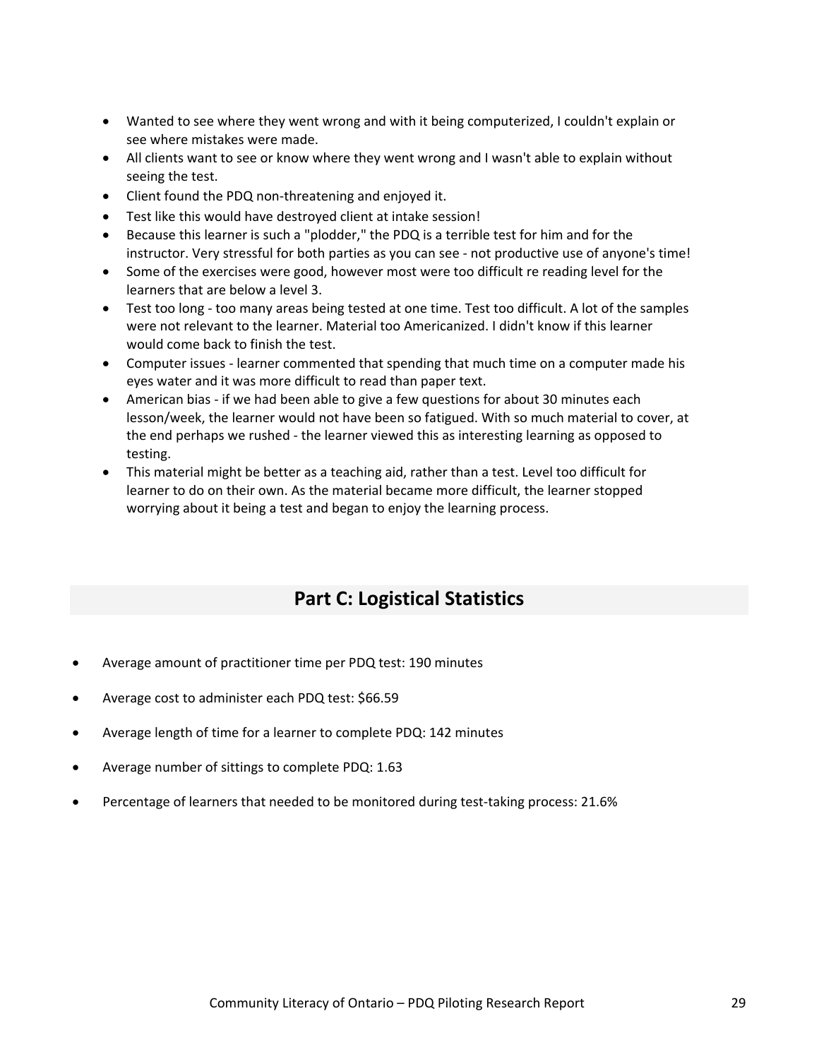- Wanted to see where they went wrong and with it being computerized, I couldn't explain or see where mistakes were made.
- All clients want to see or know where they went wrong and I wasn't able to explain without seeing the test.
- Client found the PDQ non-threatening and enjoyed it.
- Test like this would have destroyed client at intake session!
- Because this learner is such a "plodder," the PDQ is a terrible test for him and for the instructor. Very stressful for both parties as you can see - not productive use of anyone's time!
- Some of the exercises were good, however most were too difficult re reading level for the learners that are below a level 3.
- Test too long - too many areas being tested at one time. Test too difficult. A lot of the samples were not relevant to the learner. Material too Americanized. I didn't know if this learner would come back to finish the test.
- Computer issues - learner commented that spending that much time on a computer made his eyes water and it was more difficult to read than paper text.
- American bias - if we had been able to give a few questions for about 30 minutes each lesson/week, the learner would not have been so fatigued. With so much material to cover, at the end perhaps we rushed - the learner viewed this as interesting learning as opposed to testing.
- This material might be better as a teaching aid, rather than a test. Level too difficult for learner to do on their own. As the material became more difficult, the learner stopped worrying about it being a test and began to enjoy the learning process.

## Part C: Logistical Statistics

- Average amount of practitioner time per PDQ test: 190 minutes
- Average cost to administer each PDQ test: $66.59
- Average length of time for a learner to complete PDQ: 142 minutes
- Average number of sittings to complete PDQ: 1.63
- Percentage of learners that needed to be monitored during test-taking process: 21.6%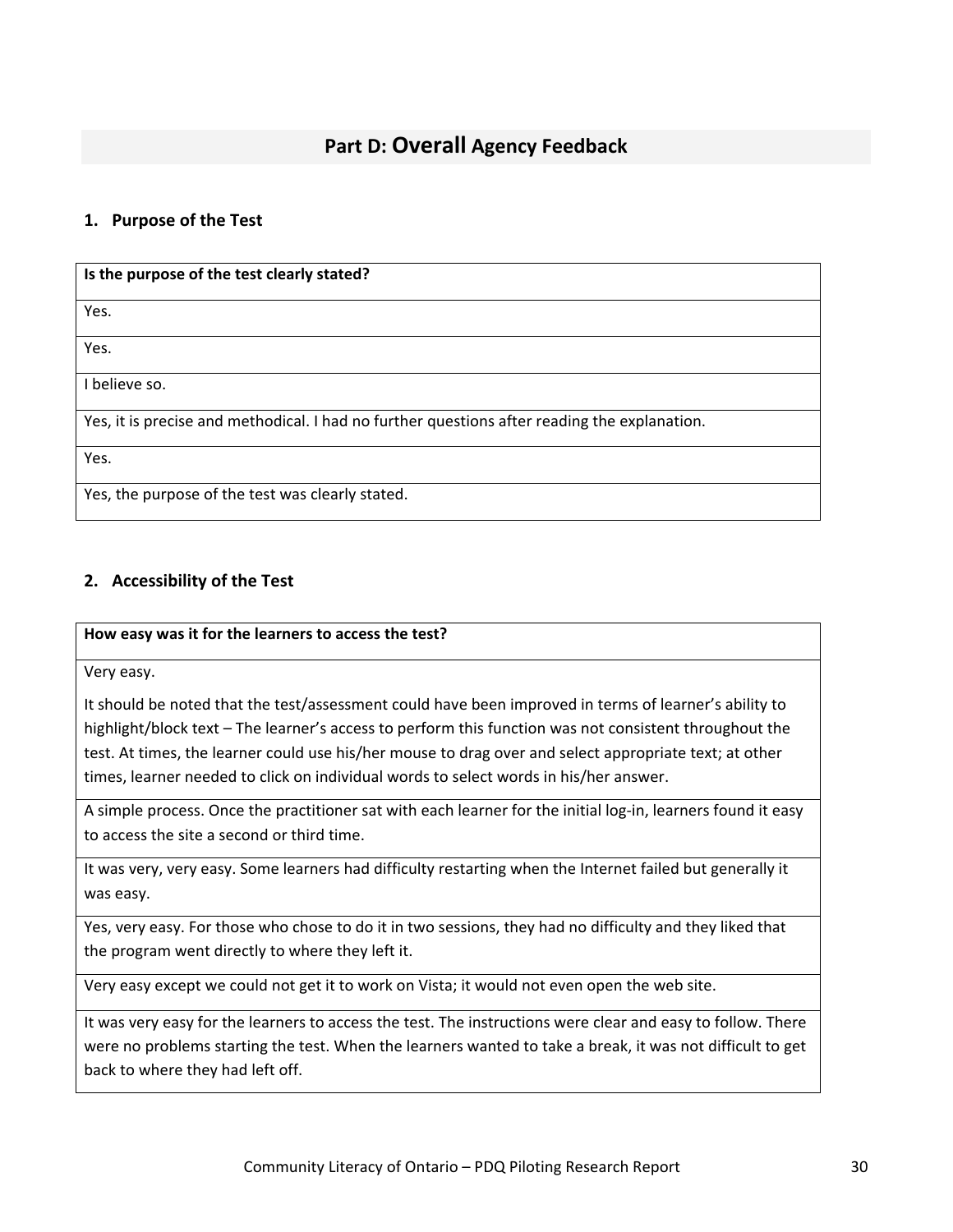## Part D: Overall Agency Feedback

### 1. Purpose of the Test

| Is the purpose of the test clearly stated? |
|---|
| Yes. |
| Yes. |
| I believe so. |
| Yes, it is precise and methodical. I had no further questions after reading the explanation. |
| Yes. |
| Yes, the purpose of the test was clearly stated. |

### 2. Accessibility of the Test

| How easy was it for the learners to access the test? |
|---|
| Very easy.<br><br>It should be noted that the test/assessment could have been improved in terms of learner's ability to highlight/block text – The learner's access to perform this function was not consistent throughout the test. At times, the learner could use his/her mouse to drag over and select appropriate text; at other times, learner needed to click on individual words to select words in his/her answer. |
| A simple process. Once the practitioner sat with each learner for the initial log-in, learners found it easy to access the site a second or third time. |
| It was very, very easy. Some learners had difficulty restarting when the Internet failed but generally it was easy. |
| Yes, very easy. For those who chose to do it in two sessions, they had no difficulty and they liked that the program went directly to where they left it. |
| Very easy except we could not get it to work on Vista; it would not even open the web site. |
| It was very easy for the learners to access the test. The instructions were clear and easy to follow. There were no problems starting the test. When the learners wanted to take a break, it was not difficult to get back to where they had left off. |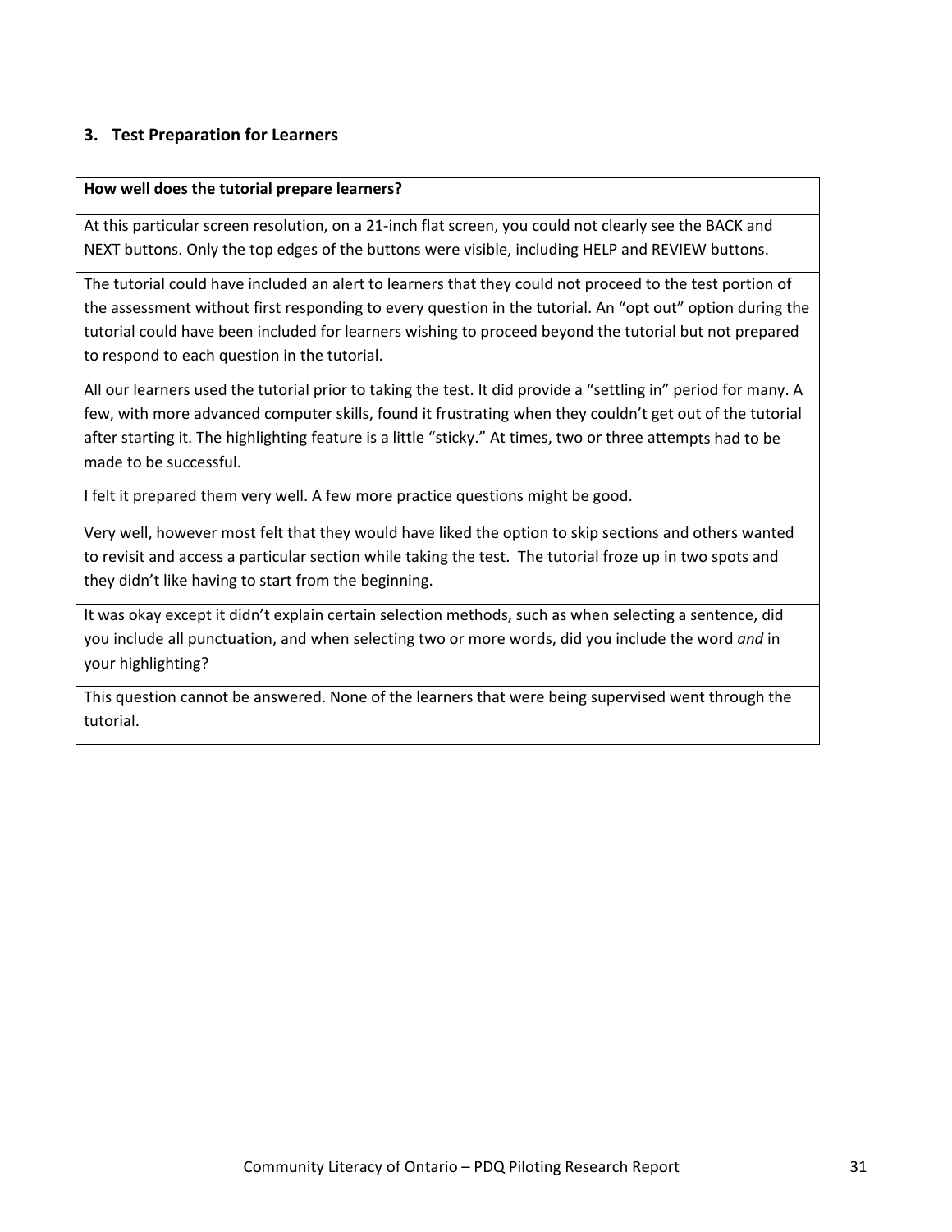### 3. Test Preparation for Learners

| How well does the tutorial prepare learners? |
|---|
| At this particular screen resolution, on a 21-inch flat screen, you could not clearly see the BACK and NEXT buttons. Only the top edges of the buttons were visible, including HELP and REVIEW buttons. |
| The tutorial could have included an alert to learners that they could not proceed to the test portion of the assessment without first responding to every question in the tutorial. An "opt out" option during the tutorial could have been included for learners wishing to proceed beyond the tutorial but not prepared to respond to each question in the tutorial. |
| All our learners used the tutorial prior to taking the test. It did provide a "settling in" period for many. A few, with more advanced computer skills, found it frustrating when they couldn't get out of the tutorial after starting it. The highlighting feature is a little "sticky." At times, two or three attempts had to be made to be successful. |
| I felt it prepared them very well. A few more practice questions might be good. |
| Very well, however most felt that they would have liked the option to skip sections and others wanted to revisit and access a particular section while taking the test. The tutorial froze up in two spots and they didn't like having to start from the beginning. |
| It was okay except it didn't explain certain selection methods, such as when selecting a sentence, did you include all punctuation, and when selecting two or more words, did you include the word *and* in your highlighting? |
| This question cannot be answered. None of the learners that were being supervised went through the tutorial. |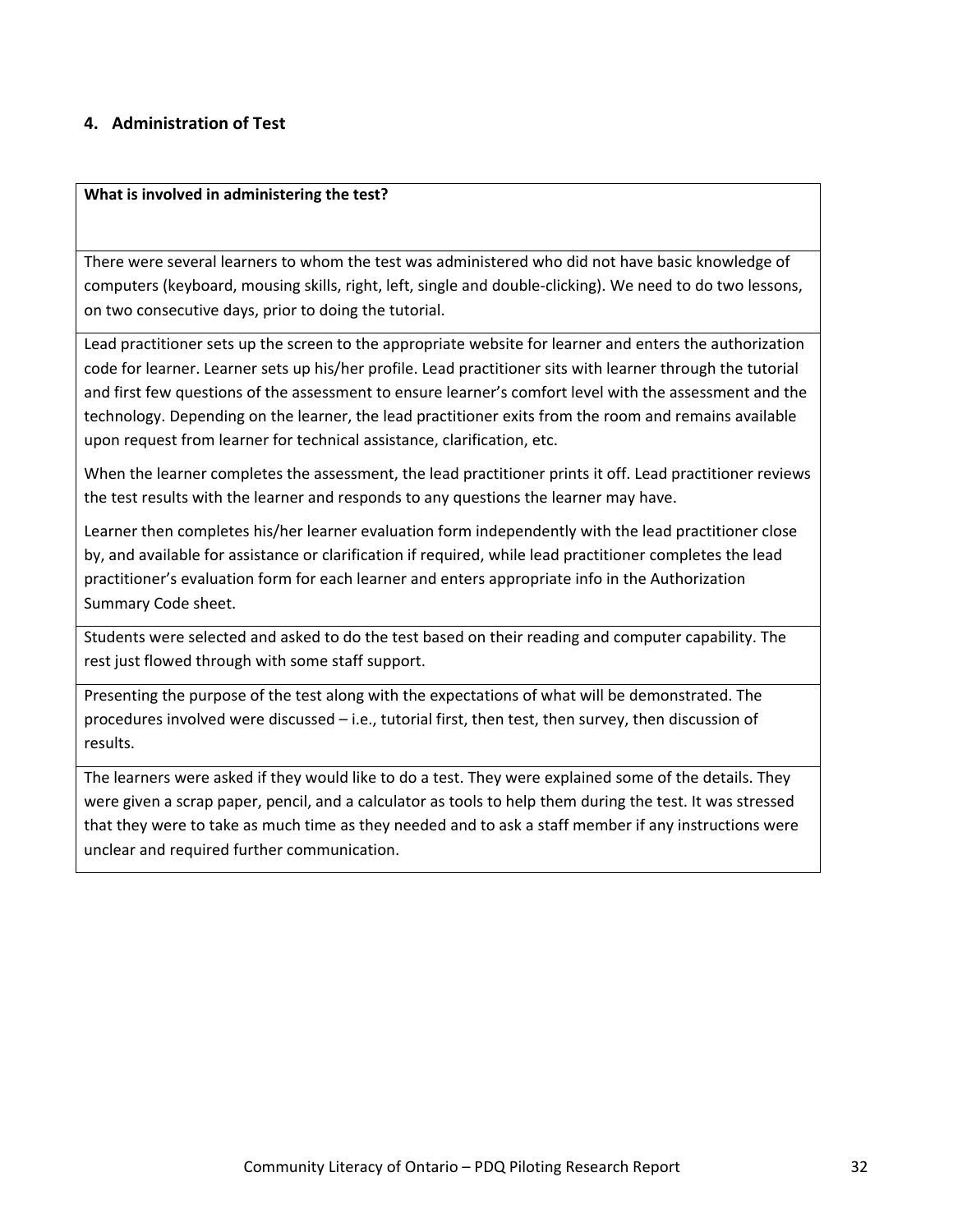## 4. Administration of Test

| What is involved in administering the test? |
| --- |
| There were several learners to whom the test was administered who did not have basic knowledge of computers (keyboard, mousing skills, right, left, single and double-clicking). We need to do two lessons, on two consecutive days, prior to doing the tutorial. |
| Lead practitioner sets up the screen to the appropriate website for learner and enters the authorization code for learner. Learner sets up his/her profile. Lead practitioner sits with learner through the tutorial and first few questions of the assessment to ensure learner's comfort level with the assessment and the technology. Depending on the learner, the lead practitioner exits from the room and remains available upon request from learner for technical assistance, clarification, etc.<br><br>When the learner completes the assessment, the lead practitioner prints it off. Lead practitioner reviews the test results with the learner and responds to any questions the learner may have.<br><br>Learner then completes his/her learner evaluation form independently with the lead practitioner close by, and available for assistance or clarification if required, while lead practitioner completes the lead practitioner's evaluation form for each learner and enters appropriate info in the Authorization Summary Code sheet. |
| Students were selected and asked to do the test based on their reading and computer capability. The rest just flowed through with some staff support. |
| Presenting the purpose of the test along with the expectations of what will be demonstrated. The procedures involved were discussed – i.e., tutorial first, then test, then survey, then discussion of results. |
| The learners were asked if they would like to do a test. They were explained some of the details. They were given a scrap paper, pencil, and a calculator as tools to help them during the test. It was stressed that they were to take as much time as they needed and to ask a staff member if any instructions were unclear and required further communication. |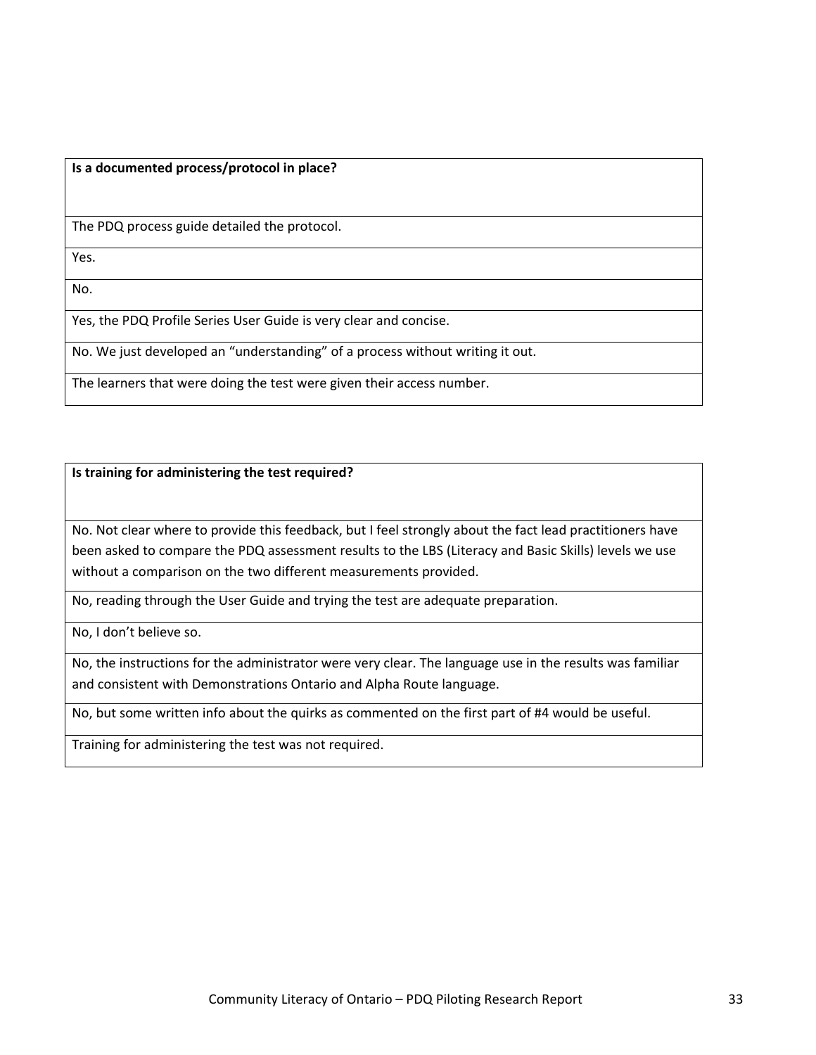| Is a documented process/protocol in place? |
|---|
| The PDQ process guide detailed the protocol. |
| Yes. |
| No. |
| Yes, the PDQ Profile Series User Guide is very clear and concise. |
| No. We just developed an "understanding" of a process without writing it out. |
| The learners that were doing the test were given their access number. |

| Is training for administering the test required? |
|---|
| No. Not clear where to provide this feedback, but I feel strongly about the fact lead practitioners have been asked to compare the PDQ assessment results to the LBS (Literacy and Basic Skills) levels we use without a comparison on the two different measurements provided. |
| No, reading through the User Guide and trying the test are adequate preparation. |
| No, I don't believe so. |
| No, the instructions for the administrator were very clear. The language use in the results was familiar and consistent with Demonstrations Ontario and Alpha Route language. |
| No, but some written info about the quirks as commented on the first part of #4 would be useful. |
| Training for administering the test was not required. |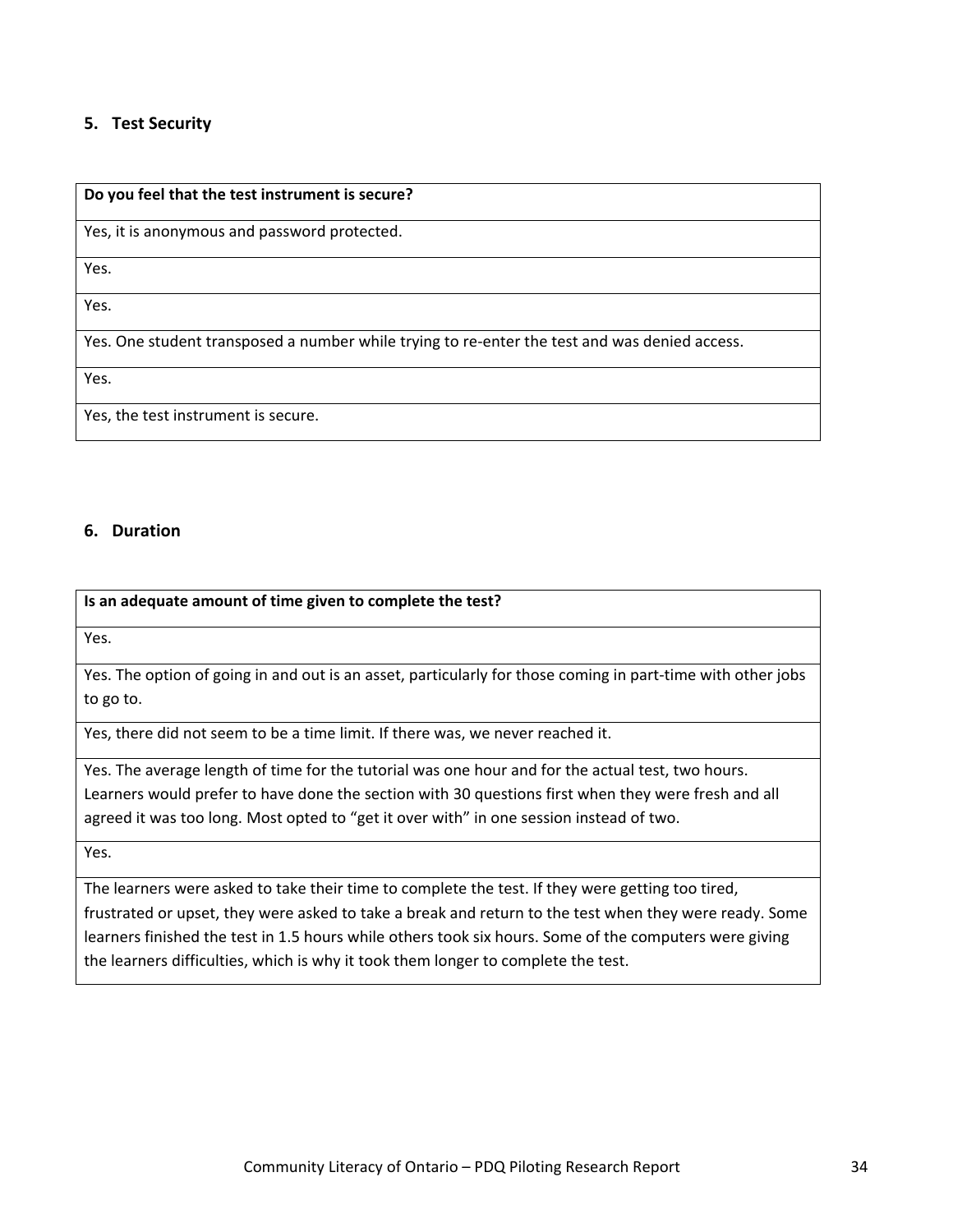## 5. Test Security

| Do you feel that the test instrument is secure? |
| --- |
| Yes, it is anonymous and password protected. |
| Yes. |
| Yes. |
| Yes. One student transposed a number while trying to re-enter the test and was denied access. |
| Yes. |
| Yes, the test instrument is secure. |

## 6. Duration

| Is an adequate amount of time given to complete the test? |
| --- |
| Yes. |
| Yes. The option of going in and out is an asset, particularly for those coming in part-time with other jobs to go to. |
| Yes, there did not seem to be a time limit. If there was, we never reached it. |
| Yes. The average length of time for the tutorial was one hour and for the actual test, two hours. Learners would prefer to have done the section with 30 questions first when they were fresh and all agreed it was too long. Most opted to "get it over with" in one session instead of two. |
| Yes. |
| The learners were asked to take their time to complete the test. If they were getting too tired, frustrated or upset, they were asked to take a break and return to the test when they were ready. Some learners finished the test in 1.5 hours while others took six hours. Some of the computers were giving the learners difficulties, which is why it took them longer to complete the test. |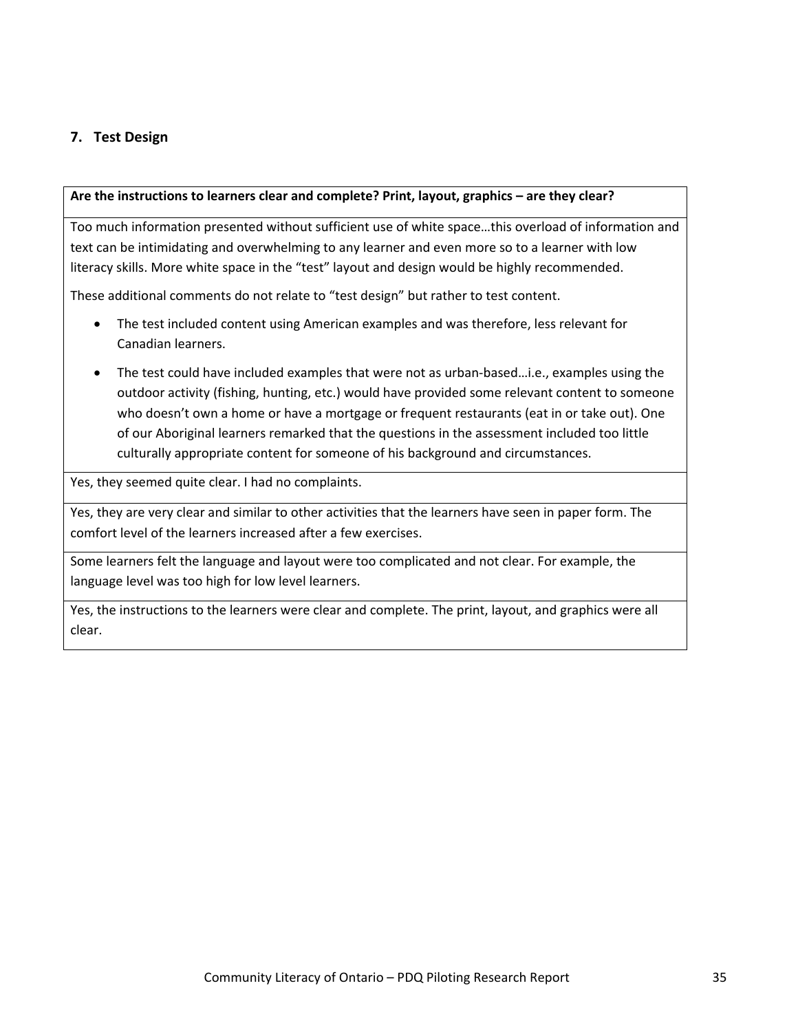## 7. Test Design

| Are the instructions to learners clear and complete? Print, layout, graphics – are they clear? |
| --- |
| Too much information presented without sufficient use of white space…this overload of information and text can be intimidating and overwhelming to any learner and even more so to a learner with low literacy skills. More white space in the "test" layout and design would be highly recommended.<br><br>These additional comments do not relate to "test design" but rather to test content.<br><br>• The test included content using American examples and was therefore, less relevant for Canadian learners.<br><br>• The test could have included examples that were not as urban-based…i.e., examples using the outdoor activity (fishing, hunting, etc.) would have provided some relevant content to someone who doesn't own a home or have a mortgage or frequent restaurants (eat in or take out). One of our Aboriginal learners remarked that the questions in the assessment included too little culturally appropriate content for someone of his background and circumstances. |
| Yes, they seemed quite clear. I had no complaints. |
| Yes, they are very clear and similar to other activities that the learners have seen in paper form. The comfort level of the learners increased after a few exercises. |
| Some learners felt the language and layout were too complicated and not clear. For example, the language level was too high for low level learners. |
| Yes, the instructions to the learners were clear and complete. The print, layout, and graphics were all clear. |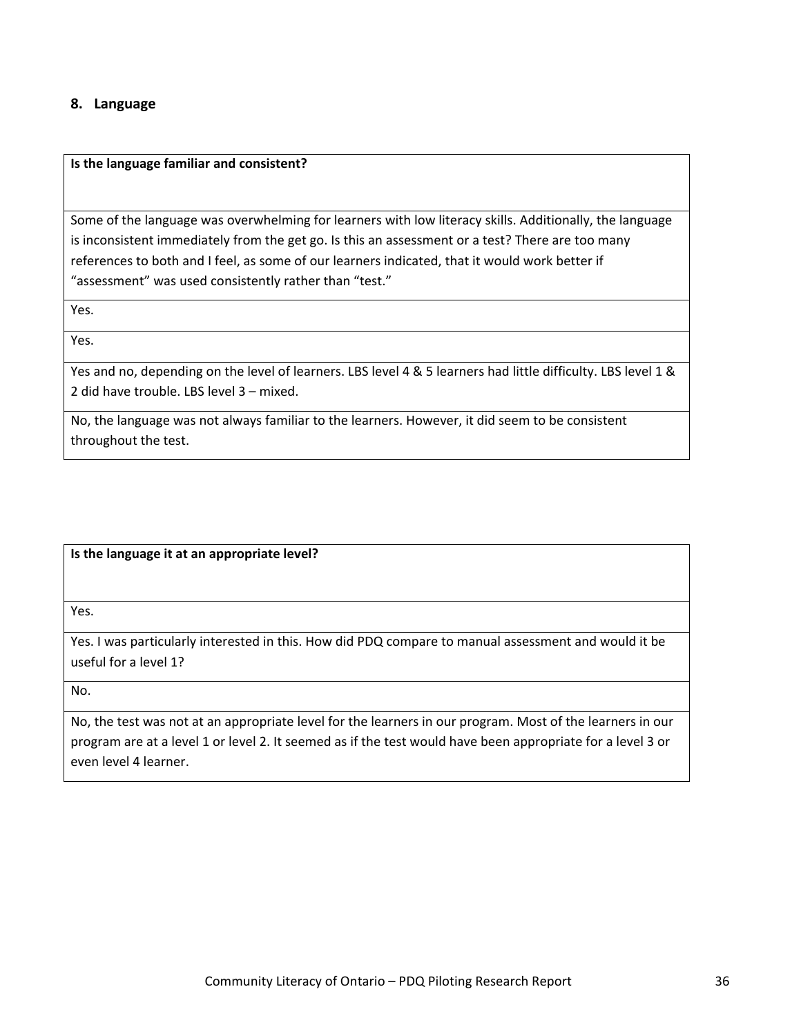## 8. Language

| **Is the language familiar and consistent?** |
| --- |
| Some of the language was overwhelming for learners with low literacy skills. Additionally, the language is inconsistent immediately from the get go. Is this an assessment or a test? There are too many references to both and I feel, as some of our learners indicated, that it would work better if "assessment" was used consistently rather than "test." |
| Yes. |
| Yes. |
| Yes and no, depending on the level of learners. LBS level 4 & 5 learners had little difficulty. LBS level 1 & 2 did have trouble. LBS level 3 – mixed. |
| No, the language was not always familiar to the learners. However, it did seem to be consistent throughout the test. |

| **Is the language it at an appropriate level?** |
| --- |
| Yes. |
| Yes. I was particularly interested in this. How did PDQ compare to manual assessment and would it be useful for a level 1? |
| No. |
| No, the test was not at an appropriate level for the learners in our program. Most of the learners in our program are at a level 1 or level 2. It seemed as if the test would have been appropriate for a level 3 or even level 4 learner. |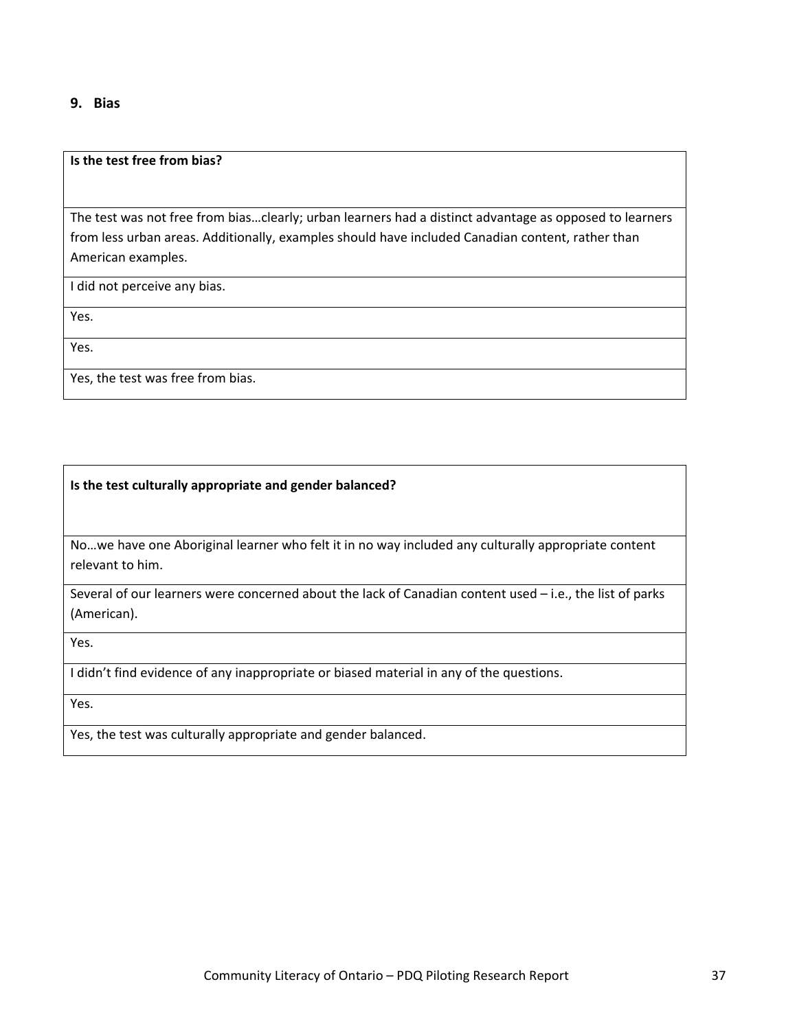## 9. Bias

| Is the test free from bias? |
| --- |
| The test was not free from bias…clearly; urban learners had a distinct advantage as opposed to learners from less urban areas. Additionally, examples should have included Canadian content, rather than American examples. |
| I did not perceive any bias. |
| Yes. |
| Yes. |
| Yes, the test was free from bias. |

| Is the test culturally appropriate and gender balanced? |
| --- |
| No…we have one Aboriginal learner who felt it in no way included any culturally appropriate content relevant to him. |
| Several of our learners were concerned about the lack of Canadian content used – i.e., the list of parks (American). |
| Yes. |
| I didn't find evidence of any inappropriate or biased material in any of the questions. |
| Yes. |
| Yes, the test was culturally appropriate and gender balanced. |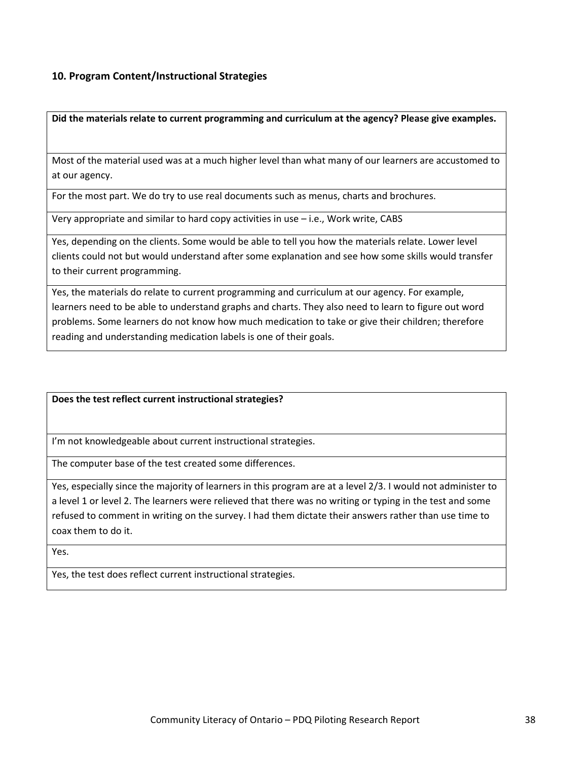### 10. Program Content/Instructional Strategies

| **Did the materials relate to current programming and curriculum at the agency? Please give examples.** |
|---|
| Most of the material used was at a much higher level than what many of our learners are accustomed to at our agency. |
| For the most part. We do try to use real documents such as menus, charts and brochures. |
| Very appropriate and similar to hard copy activities in use – i.e., Work write, CABS |
| Yes, depending on the clients. Some would be able to tell you how the materials relate. Lower level clients could not but would understand after some explanation and see how some skills would transfer to their current programming. |
| Yes, the materials do relate to current programming and curriculum at our agency. For example, learners need to be able to understand graphs and charts. They also need to learn to figure out word problems. Some learners do not know how much medication to take or give their children; therefore reading and understanding medication labels is one of their goals. |

| **Does the test reflect current instructional strategies?** |
|---|
| I'm not knowledgeable about current instructional strategies. |
| The computer base of the test created some differences. |
| Yes, especially since the majority of learners in this program are at a level 2/3. I would not administer to a level 1 or level 2. The learners were relieved that there was no writing or typing in the test and some refused to comment in writing on the survey. I had them dictate their answers rather than use time to coax them to do it. |
| Yes. |
| Yes, the test does reflect current instructional strategies. |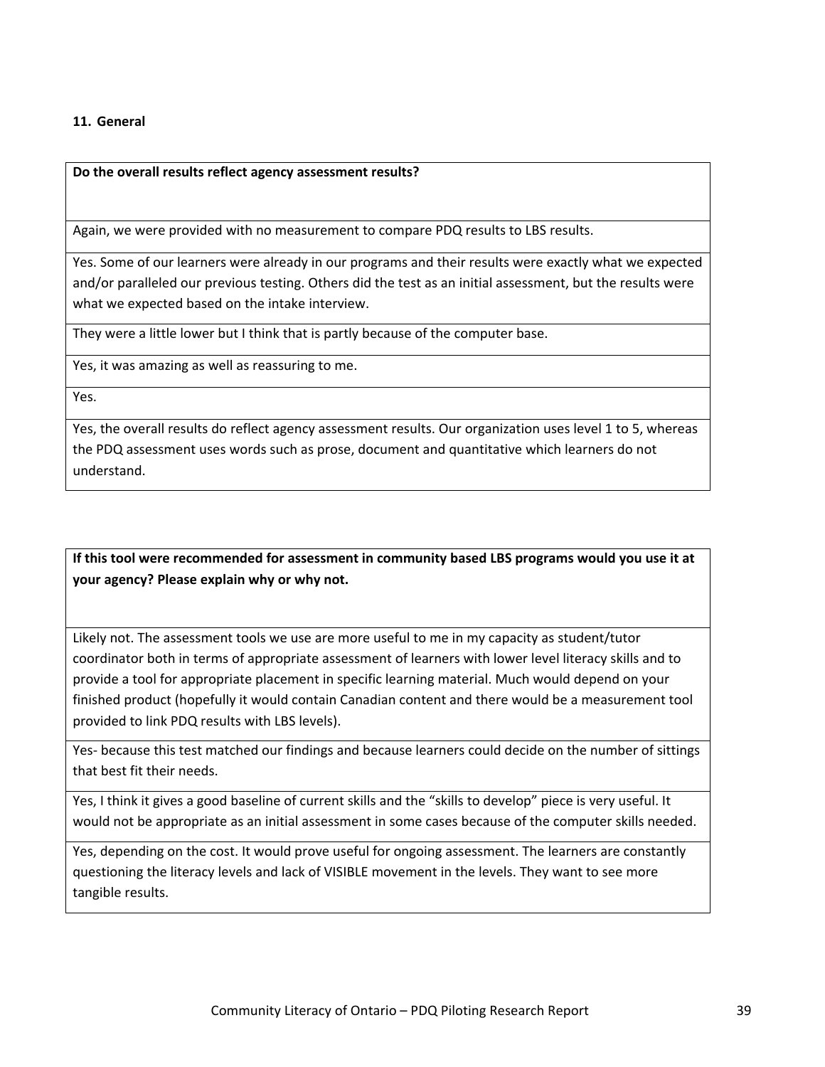### 11. General

| Do the overall results reflect agency assessment results? |
| --- |
| Again, we were provided with no measurement to compare PDQ results to LBS results. |
| Yes. Some of our learners were already in our programs and their results were exactly what we expected and/or paralleled our previous testing. Others did the test as an initial assessment, but the results were what we expected based on the intake interview. |
| They were a little lower but I think that is partly because of the computer base. |
| Yes, it was amazing as well as reassuring to me. |
| Yes. |
| Yes, the overall results do reflect agency assessment results. Our organization uses level 1 to 5, whereas the PDQ assessment uses words such as prose, document and quantitative which learners do not understand. |

| If this tool were recommended for assessment in community based LBS programs would you use it at your agency? Please explain why or why not. |
| --- |
| Likely not. The assessment tools we use are more useful to me in my capacity as student/tutor coordinator both in terms of appropriate assessment of learners with lower level literacy skills and to provide a tool for appropriate placement in specific learning material. Much would depend on your finished product (hopefully it would contain Canadian content and there would be a measurement tool provided to link PDQ results with LBS levels). |
| Yes- because this test matched our findings and because learners could decide on the number of sittings that best fit their needs. |
| Yes, I think it gives a good baseline of current skills and the "skills to develop" piece is very useful. It would not be appropriate as an initial assessment in some cases because of the computer skills needed. |
| Yes, depending on the cost. It would prove useful for ongoing assessment. The learners are constantly questioning the literacy levels and lack of VISIBLE movement in the levels. They want to see more tangible results. |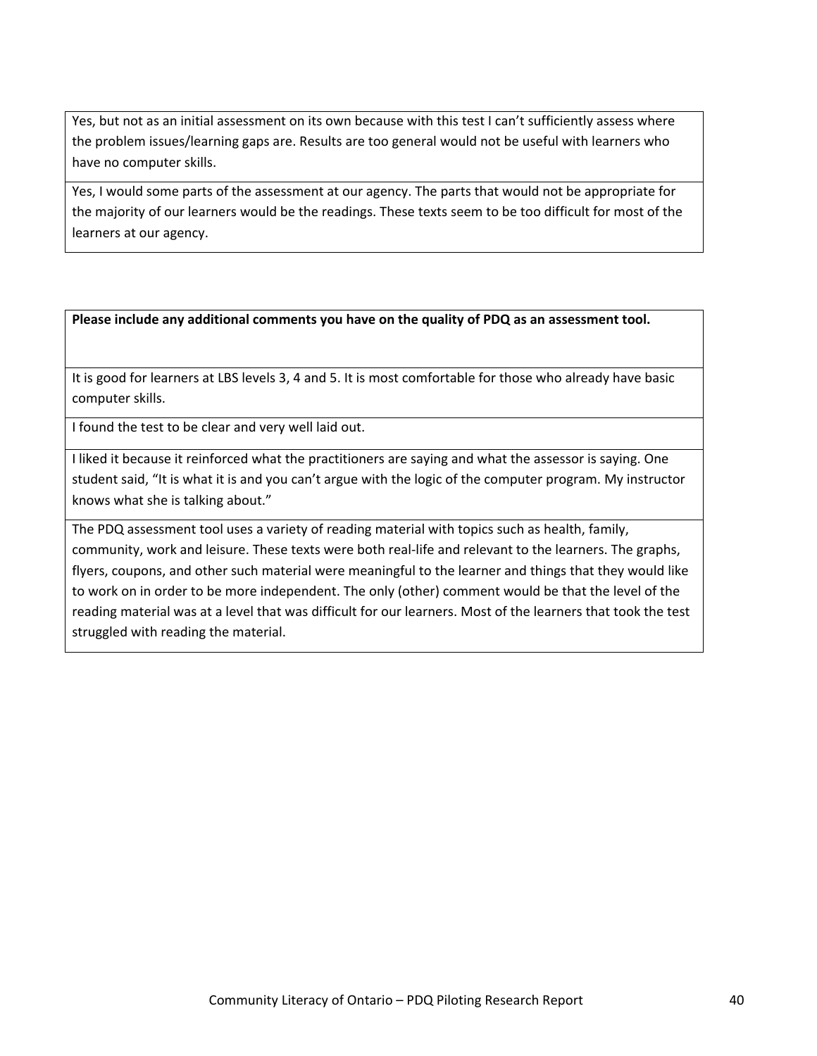| |
|---|
| Yes, but not as an initial assessment on its own because with this test I can't sufficiently assess where the problem issues/learning gaps are. Results are too general would not be useful with learners who have no computer skills. |
| Yes, I would some parts of the assessment at our agency. The parts that would not be appropriate for the majority of our learners would be the readings. These texts seem to be too difficult for most of the learners at our agency. |

| **Please include any additional comments you have on the quality of PDQ as an assessment tool.** |
|---|
| It is good for learners at LBS levels 3, 4 and 5. It is most comfortable for those who already have basic computer skills. |
| I found the test to be clear and very well laid out. |
| I liked it because it reinforced what the practitioners are saying and what the assessor is saying. One student said, "It is what it is and you can't argue with the logic of the computer program. My instructor knows what she is talking about." |
| The PDQ assessment tool uses a variety of reading material with topics such as health, family, community, work and leisure. These texts were both real-life and relevant to the learners. The graphs, flyers, coupons, and other such material were meaningful to the learner and things that they would like to work on in order to be more independent. The only (other) comment would be that the level of the reading material was at a level that was difficult for our learners. Most of the learners that took the test struggled with reading the material. |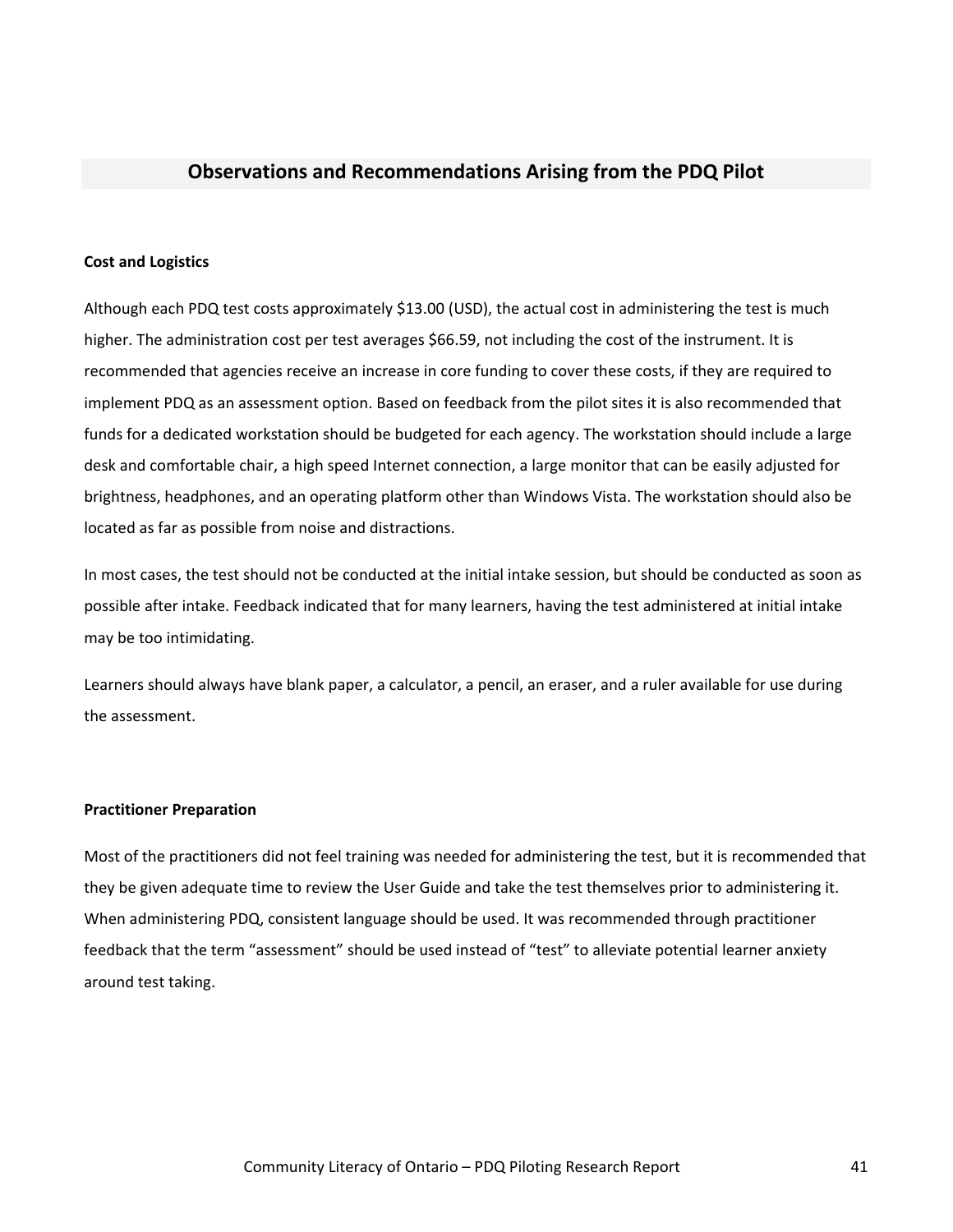## Observations and Recommendations Arising from the PDQ Pilot

**Cost and Logistics**

Although each PDQ test costs approximately $13.00 (USD), the actual cost in administering the test is much higher. The administration cost per test averages $66.59, not including the cost of the instrument. It is recommended that agencies receive an increase in core funding to cover these costs, if they are required to implement PDQ as an assessment option. Based on feedback from the pilot sites it is also recommended that funds for a dedicated workstation should be budgeted for each agency. The workstation should include a large desk and comfortable chair, a high speed Internet connection, a large monitor that can be easily adjusted for brightness, headphones, and an operating platform other than Windows Vista. The workstation should also be located as far as possible from noise and distractions.

In most cases, the test should not be conducted at the initial intake session, but should be conducted as soon as possible after intake. Feedback indicated that for many learners, having the test administered at initial intake may be too intimidating.

Learners should always have blank paper, a calculator, a pencil, an eraser, and a ruler available for use during the assessment.

**Practitioner Preparation**

Most of the practitioners did not feel training was needed for administering the test, but it is recommended that they be given adequate time to review the User Guide and take the test themselves prior to administering it. When administering PDQ, consistent language should be used. It was recommended through practitioner feedback that the term "assessment" should be used instead of "test" to alleviate potential learner anxiety around test taking.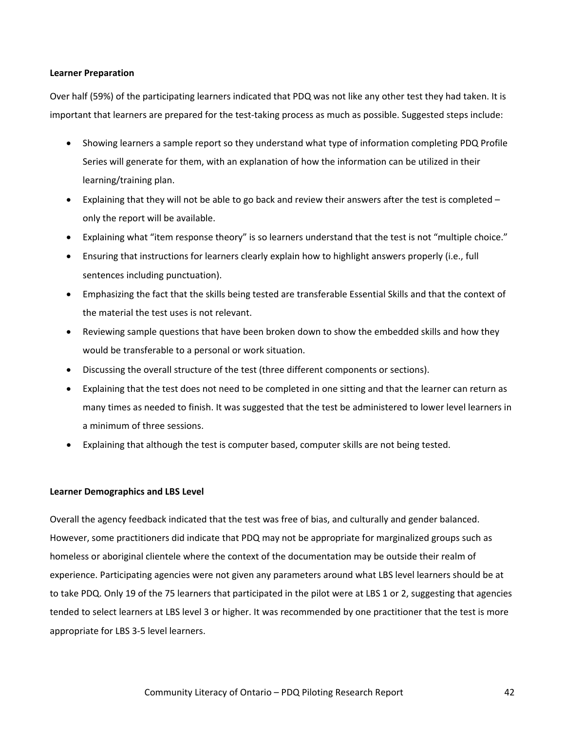**Learner Preparation**

Over half (59%) of the participating learners indicated that PDQ was not like any other test they had taken. It is important that learners are prepared for the test-taking process as much as possible. Suggested steps include:

- Showing learners a sample report so they understand what type of information completing PDQ Profile Series will generate for them, with an explanation of how the information can be utilized in their learning/training plan.
- Explaining that they will not be able to go back and review their answers after the test is completed – only the report will be available.
- Explaining what "item response theory" is so learners understand that the test is not "multiple choice."
- Ensuring that instructions for learners clearly explain how to highlight answers properly (i.e., full sentences including punctuation).
- Emphasizing the fact that the skills being tested are transferable Essential Skills and that the context of the material the test uses is not relevant.
- Reviewing sample questions that have been broken down to show the embedded skills and how they would be transferable to a personal or work situation.
- Discussing the overall structure of the test (three different components or sections).
- Explaining that the test does not need to be completed in one sitting and that the learner can return as many times as needed to finish. It was suggested that the test be administered to lower level learners in a minimum of three sessions.
- Explaining that although the test is computer based, computer skills are not being tested.

**Learner Demographics and LBS Level**

Overall the agency feedback indicated that the test was free of bias, and culturally and gender balanced. However, some practitioners did indicate that PDQ may not be appropriate for marginalized groups such as homeless or aboriginal clientele where the context of the documentation may be outside their realm of experience. Participating agencies were not given any parameters around what LBS level learners should be at to take PDQ. Only 19 of the 75 learners that participated in the pilot were at LBS 1 or 2, suggesting that agencies tended to select learners at LBS level 3 or higher. It was recommended by one practitioner that the test is more appropriate for LBS 3-5 level learners.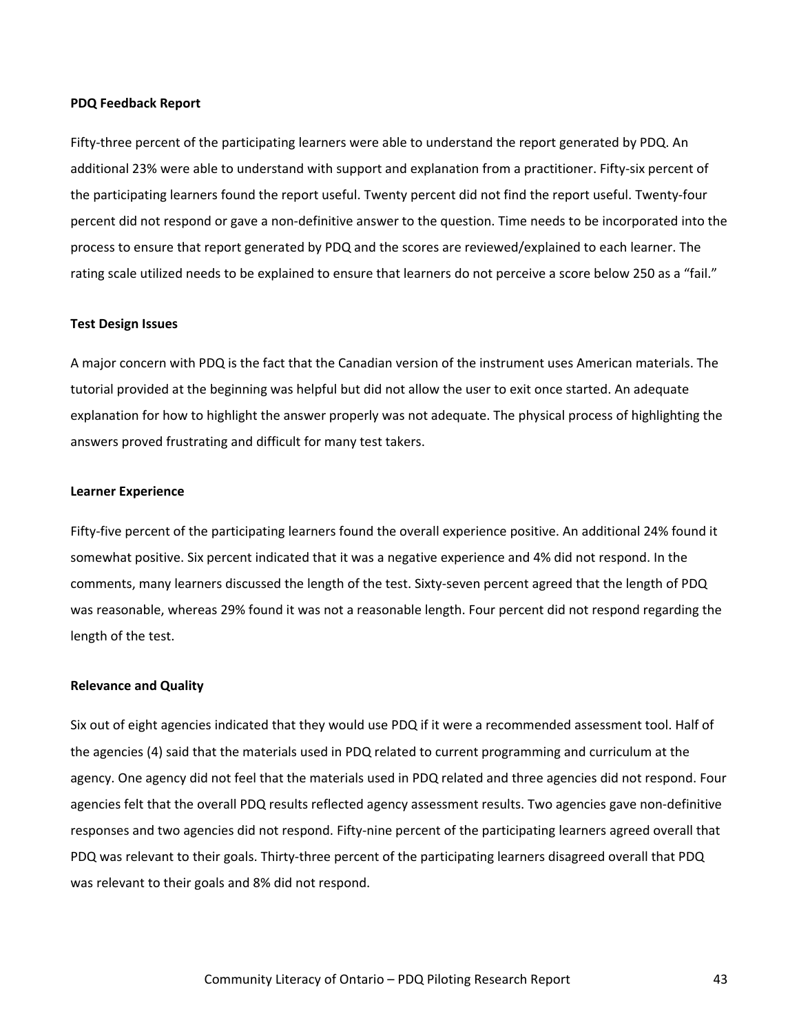**PDQ Feedback Report**

Fifty-three percent of the participating learners were able to understand the report generated by PDQ. An additional 23% were able to understand with support and explanation from a practitioner. Fifty-six percent of the participating learners found the report useful. Twenty percent did not find the report useful. Twenty-four percent did not respond or gave a non-definitive answer to the question. Time needs to be incorporated into the process to ensure that report generated by PDQ and the scores are reviewed/explained to each learner. The rating scale utilized needs to be explained to ensure that learners do not perceive a score below 250 as a "fail."

**Test Design Issues**

A major concern with PDQ is the fact that the Canadian version of the instrument uses American materials. The tutorial provided at the beginning was helpful but did not allow the user to exit once started. An adequate explanation for how to highlight the answer properly was not adequate. The physical process of highlighting the answers proved frustrating and difficult for many test takers.

**Learner Experience**

Fifty-five percent of the participating learners found the overall experience positive. An additional 24% found it somewhat positive. Six percent indicated that it was a negative experience and 4% did not respond. In the comments, many learners discussed the length of the test. Sixty-seven percent agreed that the length of PDQ was reasonable, whereas 29% found it was not a reasonable length. Four percent did not respond regarding the length of the test.

**Relevance and Quality**

Six out of eight agencies indicated that they would use PDQ if it were a recommended assessment tool. Half of the agencies (4) said that the materials used in PDQ related to current programming and curriculum at the agency. One agency did not feel that the materials used in PDQ related and three agencies did not respond. Four agencies felt that the overall PDQ results reflected agency assessment results. Two agencies gave non-definitive responses and two agencies did not respond. Fifty-nine percent of the participating learners agreed overall that PDQ was relevant to their goals. Thirty-three percent of the participating learners disagreed overall that PDQ was relevant to their goals and 8% did not respond.